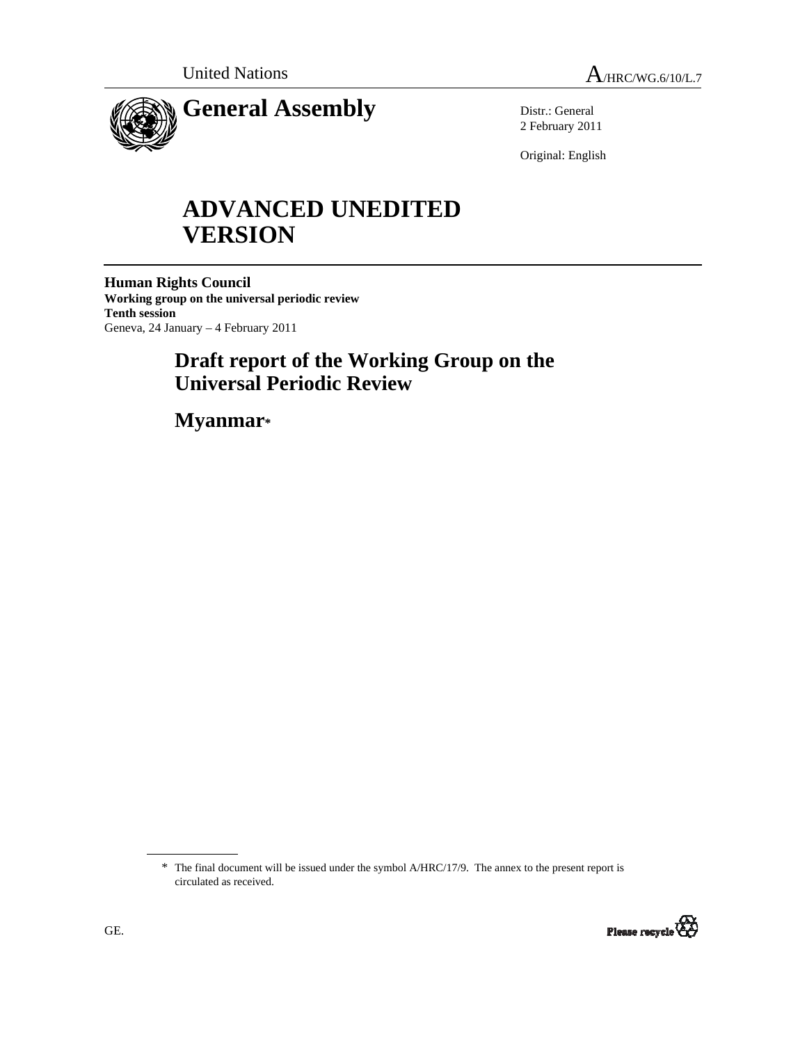United Nations A/HRC/WG.6/10/L.7

# General Assembly

Distr.: General
2 February 2011

Original: English

# ADVANCED UNEDITED VERSION

**Human Rights Council**
**Working group on the universal periodic review**
**Tenth session**
Geneva, 24 January – 4 February 2011

## Draft report of the Working Group on the Universal Periodic Review

## Myanmar*

---

* The final document will be issued under the symbol A/HRC/17/9. The annex to the present report is circulated as received.

GE.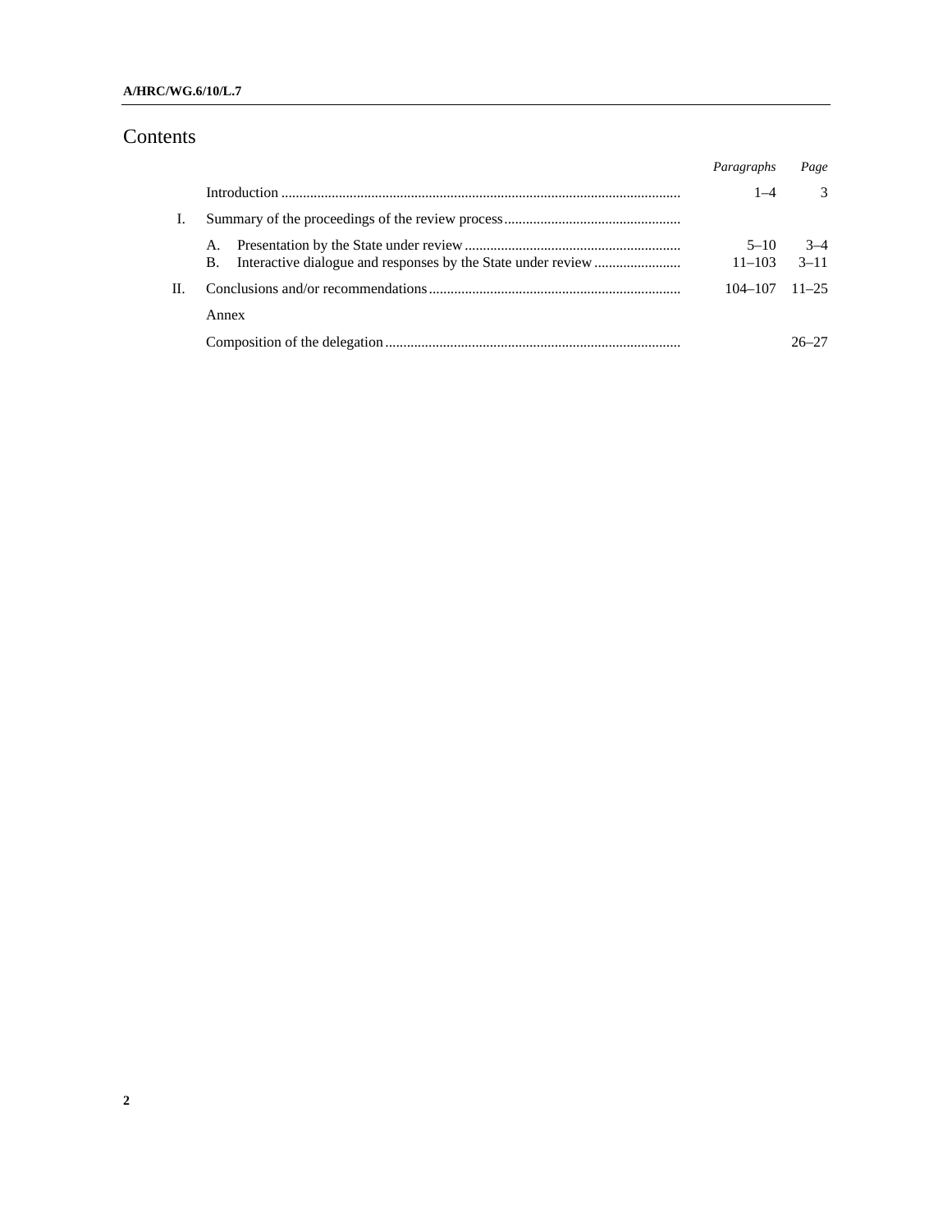# Contents

| | | Paragraphs | Page |
|---|---|---|---|
| | Introduction | 1–4 | 3 |
| I. | Summary of the proceedings of the review process | | |
| | A. Presentation by the State under review | 5–10 | 3–4 |
| | B. Interactive dialogue and responses by the State under review | 11–103 | 3–11 |
| II. | Conclusions and/or recommendations | 104–107 | 11–25 |
| | Annex | | |
| | Composition of the delegation | | 26–27 |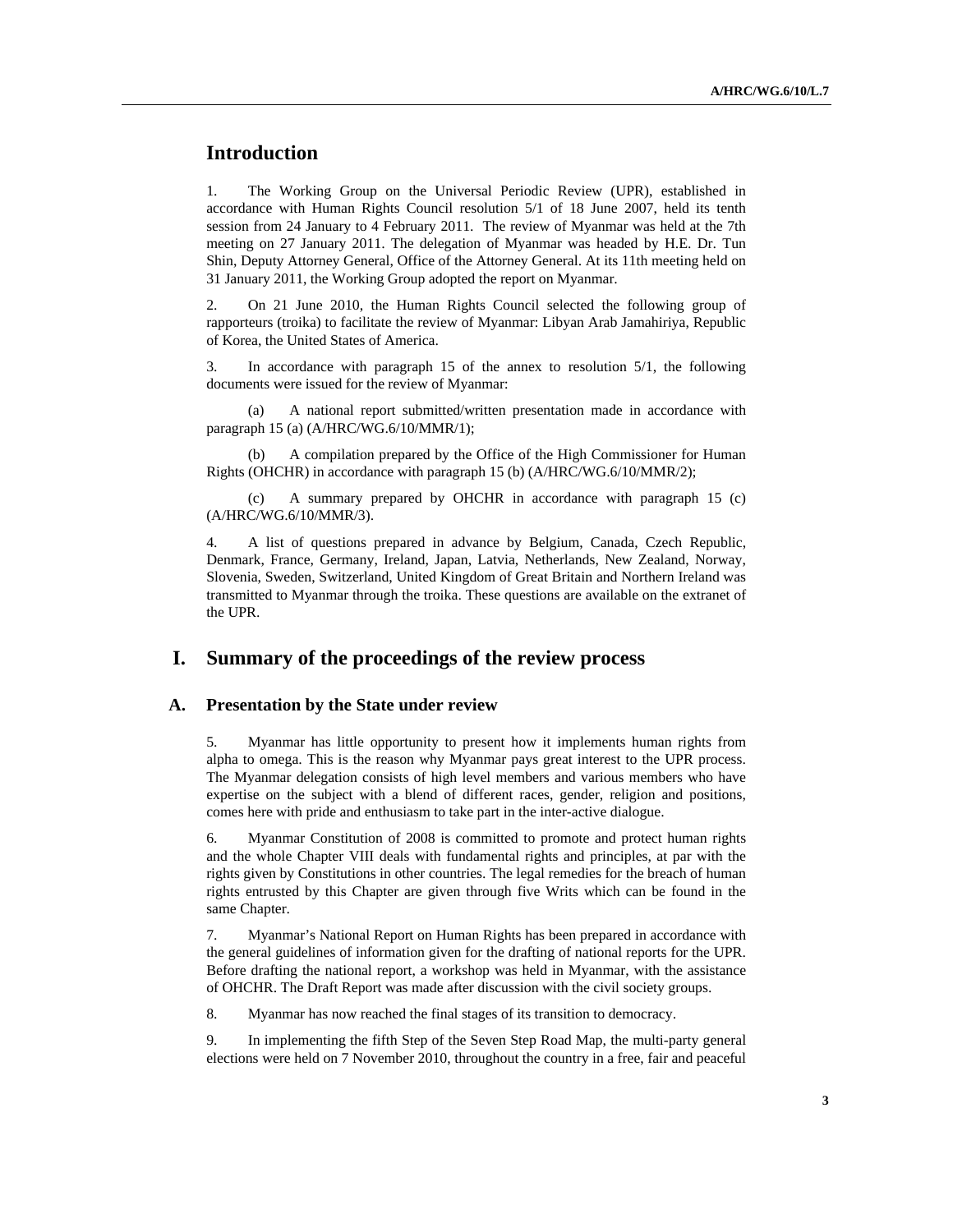## Introduction

1. The Working Group on the Universal Periodic Review (UPR), established in accordance with Human Rights Council resolution 5/1 of 18 June 2007, held its tenth session from 24 January to 4 February 2011. The review of Myanmar was held at the 7th meeting on 27 January 2011. The delegation of Myanmar was headed by H.E. Dr. Tun Shin, Deputy Attorney General, Office of the Attorney General. At its 11th meeting held on 31 January 2011, the Working Group adopted the report on Myanmar.

2. On 21 June 2010, the Human Rights Council selected the following group of rapporteurs (troika) to facilitate the review of Myanmar: Libyan Arab Jamahiriya, Republic of Korea, the United States of America.

3. In accordance with paragraph 15 of the annex to resolution 5/1, the following documents were issued for the review of Myanmar:

(a) A national report submitted/written presentation made in accordance with paragraph 15 (a) (A/HRC/WG.6/10/MMR/1);

(b) A compilation prepared by the Office of the High Commissioner for Human Rights (OHCHR) in accordance with paragraph 15 (b) (A/HRC/WG.6/10/MMR/2);

(c) A summary prepared by OHCHR in accordance with paragraph 15 (c) (A/HRC/WG.6/10/MMR/3).

4. A list of questions prepared in advance by Belgium, Canada, Czech Republic, Denmark, France, Germany, Ireland, Japan, Latvia, Netherlands, New Zealand, Norway, Slovenia, Sweden, Switzerland, United Kingdom of Great Britain and Northern Ireland was transmitted to Myanmar through the troika. These questions are available on the extranet of the UPR.

## I. Summary of the proceedings of the review process

### A. Presentation by the State under review

5. Myanmar has little opportunity to present how it implements human rights from alpha to omega. This is the reason why Myanmar pays great interest to the UPR process. The Myanmar delegation consists of high level members and various members who have expertise on the subject with a blend of different races, gender, religion and positions, comes here with pride and enthusiasm to take part in the inter-active dialogue.

6. Myanmar Constitution of 2008 is committed to promote and protect human rights and the whole Chapter VIII deals with fundamental rights and principles, at par with the rights given by Constitutions in other countries. The legal remedies for the breach of human rights entrusted by this Chapter are given through five Writs which can be found in the same Chapter.

7. Myanmar's National Report on Human Rights has been prepared in accordance with the general guidelines of information given for the drafting of national reports for the UPR. Before drafting the national report, a workshop was held in Myanmar, with the assistance of OHCHR. The Draft Report was made after discussion with the civil society groups.

8. Myanmar has now reached the final stages of its transition to democracy.

9. In implementing the fifth Step of the Seven Step Road Map, the multi-party general elections were held on 7 November 2010, throughout the country in a free, fair and peaceful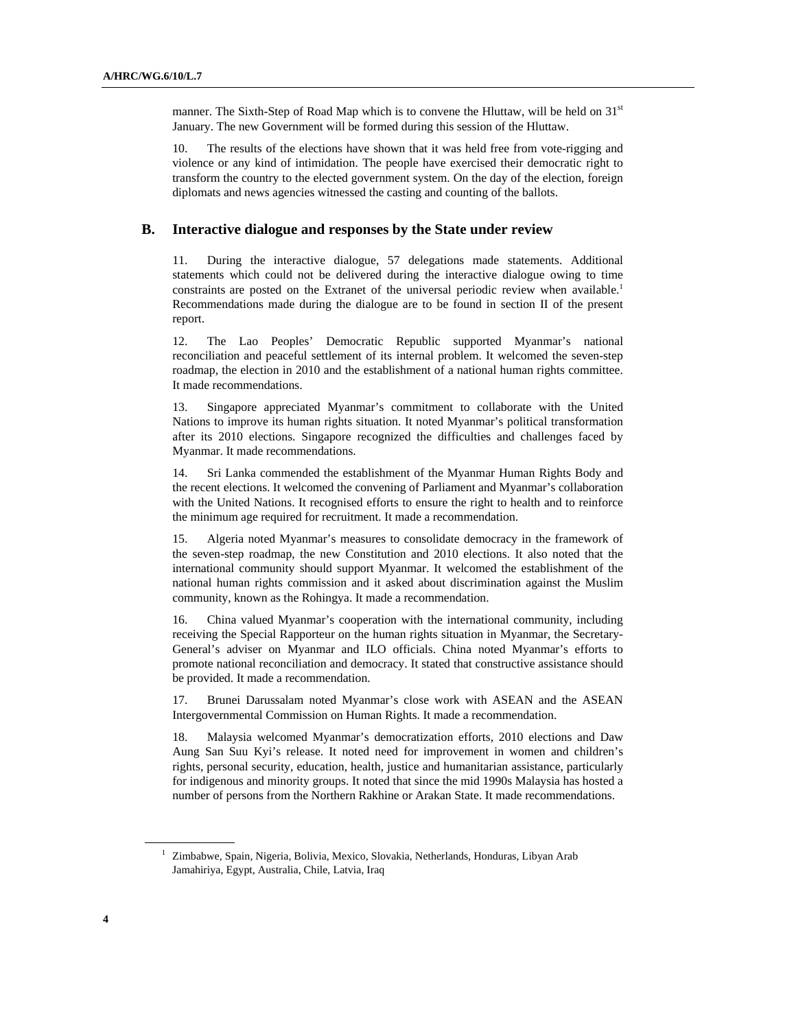manner. The Sixth-Step of Road Map which is to convene the Hluttaw, will be held on 31st January. The new Government will be formed during this session of the Hluttaw.

10. The results of the elections have shown that it was held free from vote-rigging and violence or any kind of intimidation. The people have exercised their democratic right to transform the country to the elected government system. On the day of the election, foreign diplomats and news agencies witnessed the casting and counting of the ballots.

## B. Interactive dialogue and responses by the State under review

11. During the interactive dialogue, 57 delegations made statements. Additional statements which could not be delivered during the interactive dialogue owing to time constraints are posted on the Extranet of the universal periodic review when available.[1] Recommendations made during the dialogue are to be found in section II of the present report.

12. The Lao Peoples' Democratic Republic supported Myanmar's national reconciliation and peaceful settlement of its internal problem. It welcomed the seven-step roadmap, the election in 2010 and the establishment of a national human rights committee. It made recommendations.

13. Singapore appreciated Myanmar's commitment to collaborate with the United Nations to improve its human rights situation. It noted Myanmar's political transformation after its 2010 elections. Singapore recognized the difficulties and challenges faced by Myanmar. It made recommendations.

14. Sri Lanka commended the establishment of the Myanmar Human Rights Body and the recent elections. It welcomed the convening of Parliament and Myanmar's collaboration with the United Nations. It recognised efforts to ensure the right to health and to reinforce the minimum age required for recruitment. It made a recommendation.

15. Algeria noted Myanmar's measures to consolidate democracy in the framework of the seven-step roadmap, the new Constitution and 2010 elections. It also noted that the international community should support Myanmar. It welcomed the establishment of the national human rights commission and it asked about discrimination against the Muslim community, known as the Rohingya. It made a recommendation.

16. China valued Myanmar's cooperation with the international community, including receiving the Special Rapporteur on the human rights situation in Myanmar, the Secretary-General's adviser on Myanmar and ILO officials. China noted Myanmar's efforts to promote national reconciliation and democracy. It stated that constructive assistance should be provided. It made a recommendation.

17. Brunei Darussalam noted Myanmar's close work with ASEAN and the ASEAN Intergovernmental Commission on Human Rights. It made a recommendation.

18. Malaysia welcomed Myanmar's democratization efforts, 2010 elections and Daw Aung San Suu Kyi's release. It noted need for improvement in women and children's rights, personal security, education, health, justice and humanitarian assistance, particularly for indigenous and minority groups. It noted that since the mid 1990s Malaysia has hosted a number of persons from the Northern Rakhine or Arakan State. It made recommendations.

---

[1] Zimbabwe, Spain, Nigeria, Bolivia, Mexico, Slovakia, Netherlands, Honduras, Libyan Arab Jamahiriya, Egypt, Australia, Chile, Latvia, Iraq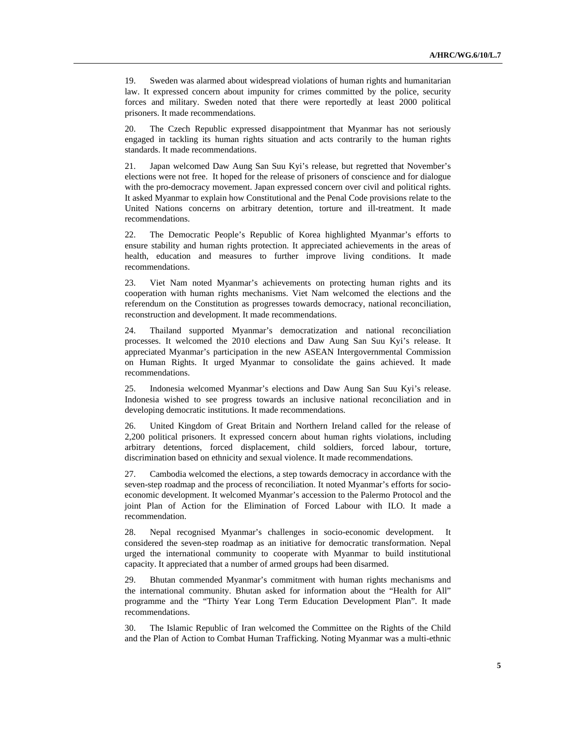19. Sweden was alarmed about widespread violations of human rights and humanitarian law. It expressed concern about impunity for crimes committed by the police, security forces and military. Sweden noted that there were reportedly at least 2000 political prisoners. It made recommendations.

20. The Czech Republic expressed disappointment that Myanmar has not seriously engaged in tackling its human rights situation and acts contrarily to the human rights standards. It made recommendations.

21. Japan welcomed Daw Aung San Suu Kyi's release, but regretted that November's elections were not free. It hoped for the release of prisoners of conscience and for dialogue with the pro-democracy movement. Japan expressed concern over civil and political rights. It asked Myanmar to explain how Constitutional and the Penal Code provisions relate to the United Nations concerns on arbitrary detention, torture and ill-treatment. It made recommendations.

22. The Democratic People's Republic of Korea highlighted Myanmar's efforts to ensure stability and human rights protection. It appreciated achievements in the areas of health, education and measures to further improve living conditions. It made recommendations.

23. Viet Nam noted Myanmar's achievements on protecting human rights and its cooperation with human rights mechanisms. Viet Nam welcomed the elections and the referendum on the Constitution as progresses towards democracy, national reconciliation, reconstruction and development. It made recommendations.

24. Thailand supported Myanmar's democratization and national reconciliation processes. It welcomed the 2010 elections and Daw Aung San Suu Kyi's release. It appreciated Myanmar's participation in the new ASEAN Intergovernmental Commission on Human Rights. It urged Myanmar to consolidate the gains achieved. It made recommendations.

25. Indonesia welcomed Myanmar's elections and Daw Aung San Suu Kyi's release. Indonesia wished to see progress towards an inclusive national reconciliation and in developing democratic institutions. It made recommendations.

26. United Kingdom of Great Britain and Northern Ireland called for the release of 2,200 political prisoners. It expressed concern about human rights violations, including arbitrary detentions, forced displacement, child soldiers, forced labour, torture, discrimination based on ethnicity and sexual violence. It made recommendations.

27. Cambodia welcomed the elections, a step towards democracy in accordance with the seven-step roadmap and the process of reconciliation. It noted Myanmar's efforts for socio-economic development. It welcomed Myanmar's accession to the Palermo Protocol and the joint Plan of Action for the Elimination of Forced Labour with ILO. It made a recommendation.

28. Nepal recognised Myanmar's challenges in socio-economic development. It considered the seven-step roadmap as an initiative for democratic transformation. Nepal urged the international community to cooperate with Myanmar to build institutional capacity. It appreciated that a number of armed groups had been disarmed.

29. Bhutan commended Myanmar's commitment with human rights mechanisms and the international community. Bhutan asked for information about the "Health for All" programme and the "Thirty Year Long Term Education Development Plan". It made recommendations.

30. The Islamic Republic of Iran welcomed the Committee on the Rights of the Child and the Plan of Action to Combat Human Trafficking. Noting Myanmar was a multi-ethnic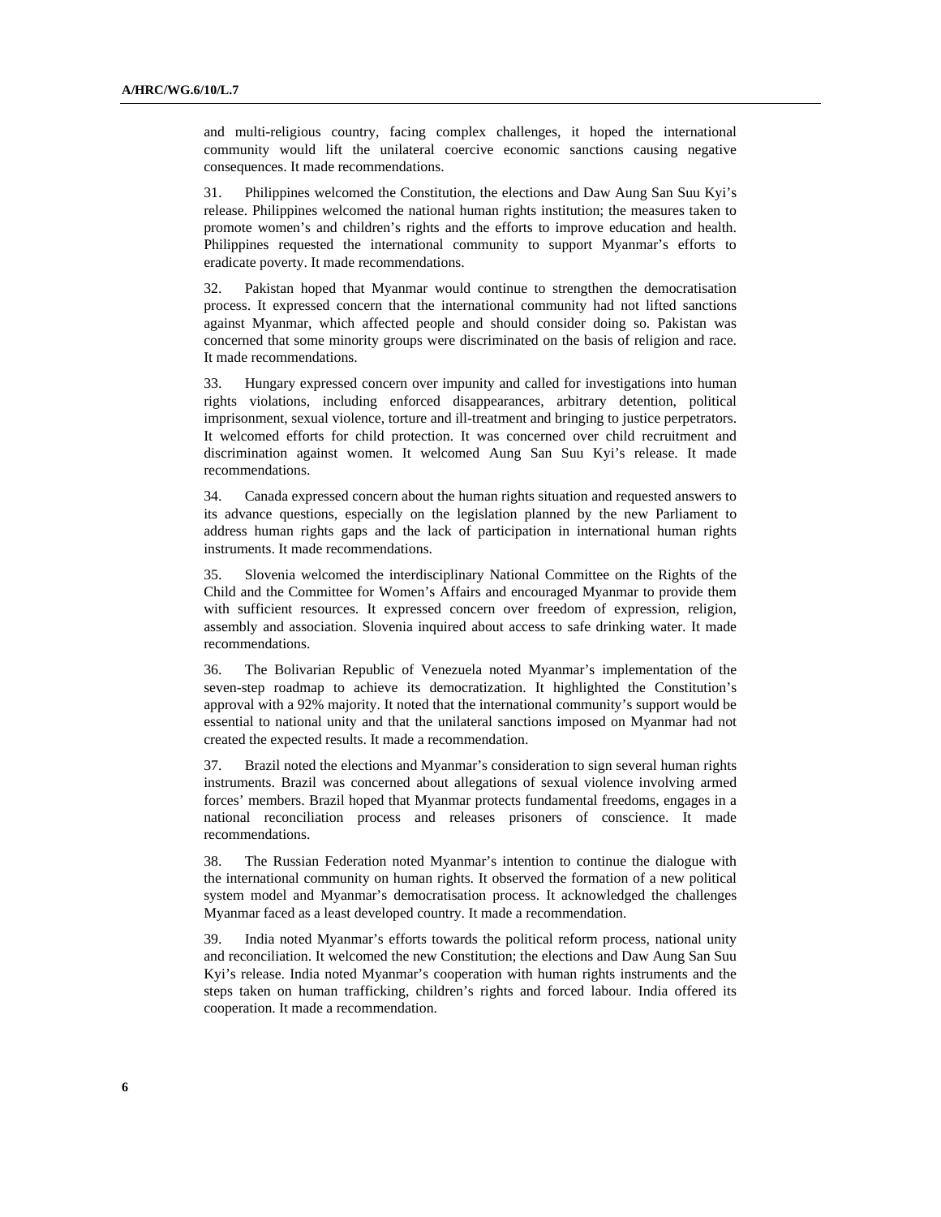and multi-religious country, facing complex challenges, it hoped the international community would lift the unilateral coercive economic sanctions causing negative consequences. It made recommendations.

31. Philippines welcomed the Constitution, the elections and Daw Aung San Suu Kyi's release. Philippines welcomed the national human rights institution; the measures taken to promote women's and children's rights and the efforts to improve education and health. Philippines requested the international community to support Myanmar's efforts to eradicate poverty. It made recommendations.

32. Pakistan hoped that Myanmar would continue to strengthen the democratisation process. It expressed concern that the international community had not lifted sanctions against Myanmar, which affected people and should consider doing so. Pakistan was concerned that some minority groups were discriminated on the basis of religion and race. It made recommendations.

33. Hungary expressed concern over impunity and called for investigations into human rights violations, including enforced disappearances, arbitrary detention, political imprisonment, sexual violence, torture and ill-treatment and bringing to justice perpetrators. It welcomed efforts for child protection. It was concerned over child recruitment and discrimination against women. It welcomed Aung San Suu Kyi's release. It made recommendations.

34. Canada expressed concern about the human rights situation and requested answers to its advance questions, especially on the legislation planned by the new Parliament to address human rights gaps and the lack of participation in international human rights instruments. It made recommendations.

35. Slovenia welcomed the interdisciplinary National Committee on the Rights of the Child and the Committee for Women's Affairs and encouraged Myanmar to provide them with sufficient resources. It expressed concern over freedom of expression, religion, assembly and association. Slovenia inquired about access to safe drinking water. It made recommendations.

36. The Bolivarian Republic of Venezuela noted Myanmar's implementation of the seven-step roadmap to achieve its democratization. It highlighted the Constitution's approval with a 92% majority. It noted that the international community's support would be essential to national unity and that the unilateral sanctions imposed on Myanmar had not created the expected results. It made a recommendation.

37. Brazil noted the elections and Myanmar's consideration to sign several human rights instruments. Brazil was concerned about allegations of sexual violence involving armed forces' members. Brazil hoped that Myanmar protects fundamental freedoms, engages in a national reconciliation process and releases prisoners of conscience. It made recommendations.

38. The Russian Federation noted Myanmar's intention to continue the dialogue with the international community on human rights. It observed the formation of a new political system model and Myanmar's democratisation process. It acknowledged the challenges Myanmar faced as a least developed country. It made a recommendation.

39. India noted Myanmar's efforts towards the political reform process, national unity and reconciliation. It welcomed the new Constitution; the elections and Daw Aung San Suu Kyi's release. India noted Myanmar's cooperation with human rights instruments and the steps taken on human trafficking, children's rights and forced labour. India offered its cooperation. It made a recommendation.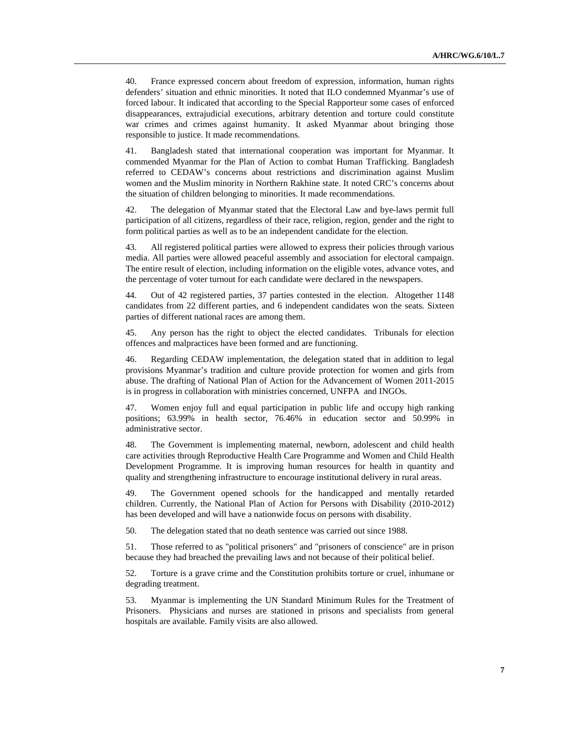40. France expressed concern about freedom of expression, information, human rights defenders' situation and ethnic minorities. It noted that ILO condemned Myanmar's use of forced labour. It indicated that according to the Special Rapporteur some cases of enforced disappearances, extrajudicial executions, arbitrary detention and torture could constitute war crimes and crimes against humanity. It asked Myanmar about bringing those responsible to justice. It made recommendations.

41. Bangladesh stated that international cooperation was important for Myanmar. It commended Myanmar for the Plan of Action to combat Human Trafficking. Bangladesh referred to CEDAW's concerns about restrictions and discrimination against Muslim women and the Muslim minority in Northern Rakhine state. It noted CRC's concerns about the situation of children belonging to minorities. It made recommendations.

42. The delegation of Myanmar stated that the Electoral Law and bye-laws permit full participation of all citizens, regardless of their race, religion, region, gender and the right to form political parties as well as to be an independent candidate for the election.

43. All registered political parties were allowed to express their policies through various media. All parties were allowed peaceful assembly and association for electoral campaign. The entire result of election, including information on the eligible votes, advance votes, and the percentage of voter turnout for each candidate were declared in the newspapers.

44. Out of 42 registered parties, 37 parties contested in the election. Altogether 1148 candidates from 22 different parties, and 6 independent candidates won the seats. Sixteen parties of different national races are among them.

45. Any person has the right to object the elected candidates. Tribunals for election offences and malpractices have been formed and are functioning.

46. Regarding CEDAW implementation, the delegation stated that in addition to legal provisions Myanmar's tradition and culture provide protection for women and girls from abuse. The drafting of National Plan of Action for the Advancement of Women 2011-2015 is in progress in collaboration with ministries concerned, UNFPA and INGOs.

47. Women enjoy full and equal participation in public life and occupy high ranking positions; 63.99% in health sector, 76.46% in education sector and 50.99% in administrative sector.

48. The Government is implementing maternal, newborn, adolescent and child health care activities through Reproductive Health Care Programme and Women and Child Health Development Programme. It is improving human resources for health in quantity and quality and strengthening infrastructure to encourage institutional delivery in rural areas.

49. The Government opened schools for the handicapped and mentally retarded children. Currently, the National Plan of Action for Persons with Disability (2010-2012) has been developed and will have a nationwide focus on persons with disability.

50. The delegation stated that no death sentence was carried out since 1988.

51. Those referred to as "political prisoners" and "prisoners of conscience" are in prison because they had breached the prevailing laws and not because of their political belief.

52. Torture is a grave crime and the Constitution prohibits torture or cruel, inhumane or degrading treatment.

53. Myanmar is implementing the UN Standard Minimum Rules for the Treatment of Prisoners. Physicians and nurses are stationed in prisons and specialists from general hospitals are available. Family visits are also allowed.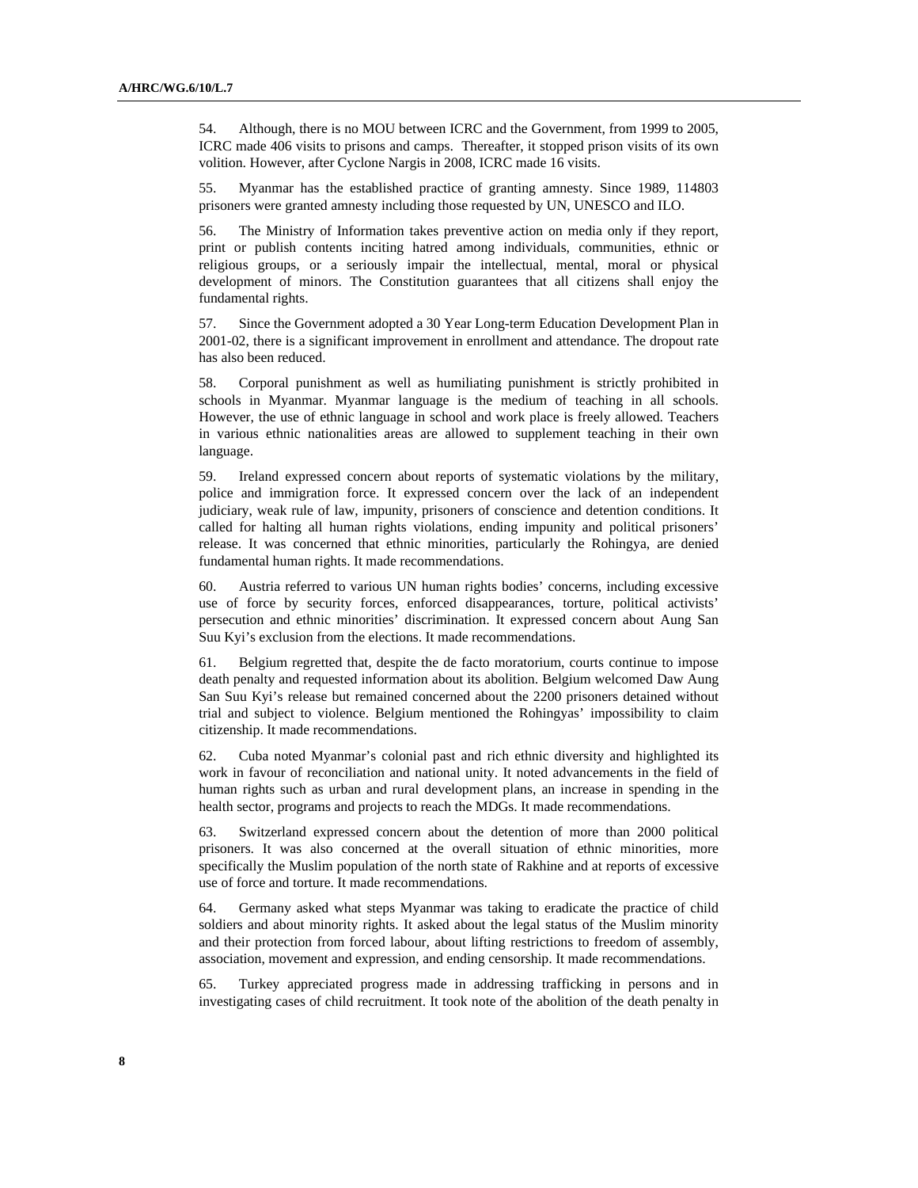54. Although, there is no MOU between ICRC and the Government, from 1999 to 2005, ICRC made 406 visits to prisons and camps. Thereafter, it stopped prison visits of its own volition. However, after Cyclone Nargis in 2008, ICRC made 16 visits.

55. Myanmar has the established practice of granting amnesty. Since 1989, 114803 prisoners were granted amnesty including those requested by UN, UNESCO and ILO.

56. The Ministry of Information takes preventive action on media only if they report, print or publish contents inciting hatred among individuals, communities, ethnic or religious groups, or a seriously impair the intellectual, mental, moral or physical development of minors. The Constitution guarantees that all citizens shall enjoy the fundamental rights.

57. Since the Government adopted a 30 Year Long-term Education Development Plan in 2001-02, there is a significant improvement in enrollment and attendance. The dropout rate has also been reduced.

58. Corporal punishment as well as humiliating punishment is strictly prohibited in schools in Myanmar. Myanmar language is the medium of teaching in all schools. However, the use of ethnic language in school and work place is freely allowed. Teachers in various ethnic nationalities areas are allowed to supplement teaching in their own language.

59. Ireland expressed concern about reports of systematic violations by the military, police and immigration force. It expressed concern over the lack of an independent judiciary, weak rule of law, impunity, prisoners of conscience and detention conditions. It called for halting all human rights violations, ending impunity and political prisoners' release. It was concerned that ethnic minorities, particularly the Rohingya, are denied fundamental human rights. It made recommendations.

60. Austria referred to various UN human rights bodies' concerns, including excessive use of force by security forces, enforced disappearances, torture, political activists' persecution and ethnic minorities' discrimination. It expressed concern about Aung San Suu Kyi's exclusion from the elections. It made recommendations.

61. Belgium regretted that, despite the de facto moratorium, courts continue to impose death penalty and requested information about its abolition. Belgium welcomed Daw Aung San Suu Kyi's release but remained concerned about the 2200 prisoners detained without trial and subject to violence. Belgium mentioned the Rohingyas' impossibility to claim citizenship. It made recommendations.

62. Cuba noted Myanmar's colonial past and rich ethnic diversity and highlighted its work in favour of reconciliation and national unity. It noted advancements in the field of human rights such as urban and rural development plans, an increase in spending in the health sector, programs and projects to reach the MDGs. It made recommendations.

63. Switzerland expressed concern about the detention of more than 2000 political prisoners. It was also concerned at the overall situation of ethnic minorities, more specifically the Muslim population of the north state of Rakhine and at reports of excessive use of force and torture. It made recommendations.

64. Germany asked what steps Myanmar was taking to eradicate the practice of child soldiers and about minority rights. It asked about the legal status of the Muslim minority and their protection from forced labour, about lifting restrictions to freedom of assembly, association, movement and expression, and ending censorship. It made recommendations.

65. Turkey appreciated progress made in addressing trafficking in persons and in investigating cases of child recruitment. It took note of the abolition of the death penalty in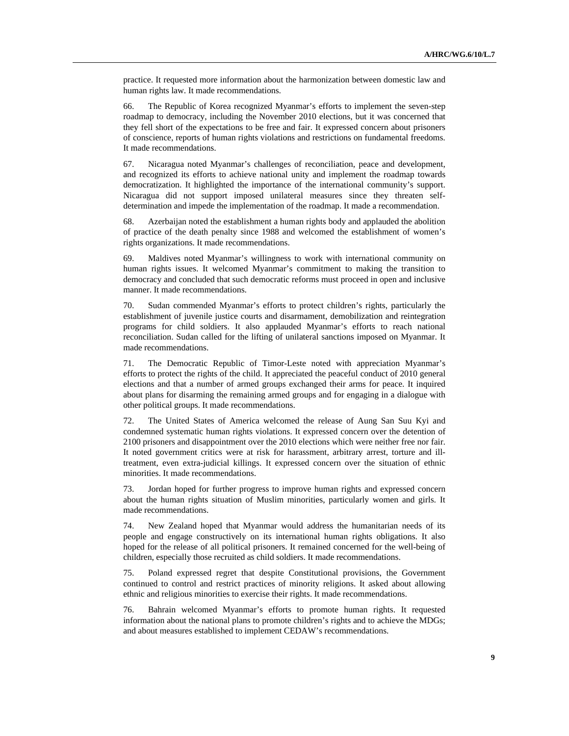practice. It requested more information about the harmonization between domestic law and human rights law. It made recommendations.

66. The Republic of Korea recognized Myanmar's efforts to implement the seven-step roadmap to democracy, including the November 2010 elections, but it was concerned that they fell short of the expectations to be free and fair. It expressed concern about prisoners of conscience, reports of human rights violations and restrictions on fundamental freedoms. It made recommendations.

67. Nicaragua noted Myanmar's challenges of reconciliation, peace and development, and recognized its efforts to achieve national unity and implement the roadmap towards democratization. It highlighted the importance of the international community's support. Nicaragua did not support imposed unilateral measures since they threaten self-determination and impede the implementation of the roadmap. It made a recommendation.

68. Azerbaijan noted the establishment a human rights body and applauded the abolition of practice of the death penalty since 1988 and welcomed the establishment of women's rights organizations. It made recommendations.

69. Maldives noted Myanmar's willingness to work with international community on human rights issues. It welcomed Myanmar's commitment to making the transition to democracy and concluded that such democratic reforms must proceed in open and inclusive manner. It made recommendations.

70. Sudan commended Myanmar's efforts to protect children's rights, particularly the establishment of juvenile justice courts and disarmament, demobilization and reintegration programs for child soldiers. It also applauded Myanmar's efforts to reach national reconciliation. Sudan called for the lifting of unilateral sanctions imposed on Myanmar. It made recommendations.

71. The Democratic Republic of Timor-Leste noted with appreciation Myanmar's efforts to protect the rights of the child. It appreciated the peaceful conduct of 2010 general elections and that a number of armed groups exchanged their arms for peace. It inquired about plans for disarming the remaining armed groups and for engaging in a dialogue with other political groups. It made recommendations.

72. The United States of America welcomed the release of Aung San Suu Kyi and condemned systematic human rights violations. It expressed concern over the detention of 2100 prisoners and disappointment over the 2010 elections which were neither free nor fair. It noted government critics were at risk for harassment, arbitrary arrest, torture and ill-treatment, even extra-judicial killings. It expressed concern over the situation of ethnic minorities. It made recommendations.

73. Jordan hoped for further progress to improve human rights and expressed concern about the human rights situation of Muslim minorities, particularly women and girls. It made recommendations.

74. New Zealand hoped that Myanmar would address the humanitarian needs of its people and engage constructively on its international human rights obligations. It also hoped for the release of all political prisoners. It remained concerned for the well-being of children, especially those recruited as child soldiers. It made recommendations.

75. Poland expressed regret that despite Constitutional provisions, the Government continued to control and restrict practices of minority religions. It asked about allowing ethnic and religious minorities to exercise their rights. It made recommendations.

76. Bahrain welcomed Myanmar's efforts to promote human rights. It requested information about the national plans to promote children's rights and to achieve the MDGs; and about measures established to implement CEDAW's recommendations.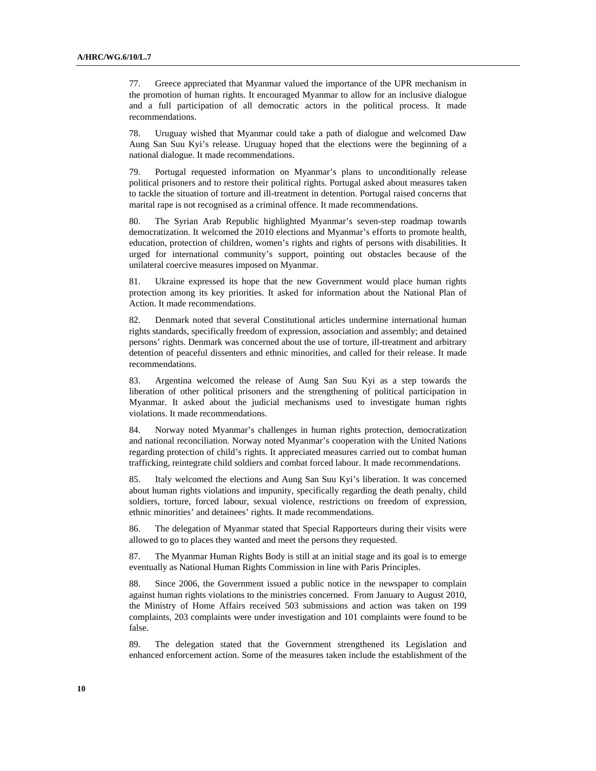77. Greece appreciated that Myanmar valued the importance of the UPR mechanism in the promotion of human rights. It encouraged Myanmar to allow for an inclusive dialogue and a full participation of all democratic actors in the political process. It made recommendations.

78. Uruguay wished that Myanmar could take a path of dialogue and welcomed Daw Aung San Suu Kyi's release. Uruguay hoped that the elections were the beginning of a national dialogue. It made recommendations.

79. Portugal requested information on Myanmar's plans to unconditionally release political prisoners and to restore their political rights. Portugal asked about measures taken to tackle the situation of torture and ill-treatment in detention. Portugal raised concerns that marital rape is not recognised as a criminal offence. It made recommendations.

80. The Syrian Arab Republic highlighted Myanmar's seven-step roadmap towards democratization. It welcomed the 2010 elections and Myanmar's efforts to promote health, education, protection of children, women's rights and rights of persons with disabilities. It urged for international community's support, pointing out obstacles because of the unilateral coercive measures imposed on Myanmar.

81. Ukraine expressed its hope that the new Government would place human rights protection among its key priorities. It asked for information about the National Plan of Action. It made recommendations.

82. Denmark noted that several Constitutional articles undermine international human rights standards, specifically freedom of expression, association and assembly; and detained persons' rights. Denmark was concerned about the use of torture, ill-treatment and arbitrary detention of peaceful dissenters and ethnic minorities, and called for their release. It made recommendations.

83. Argentina welcomed the release of Aung San Suu Kyi as a step towards the liberation of other political prisoners and the strengthening of political participation in Myanmar. It asked about the judicial mechanisms used to investigate human rights violations. It made recommendations.

84. Norway noted Myanmar's challenges in human rights protection, democratization and national reconciliation. Norway noted Myanmar's cooperation with the United Nations regarding protection of child's rights. It appreciated measures carried out to combat human trafficking, reintegrate child soldiers and combat forced labour. It made recommendations.

85. Italy welcomed the elections and Aung San Suu Kyi's liberation. It was concerned about human rights violations and impunity, specifically regarding the death penalty, child soldiers, torture, forced labour, sexual violence, restrictions on freedom of expression, ethnic minorities' and detainees' rights. It made recommendations.

86. The delegation of Myanmar stated that Special Rapporteurs during their visits were allowed to go to places they wanted and meet the persons they requested.

87. The Myanmar Human Rights Body is still at an initial stage and its goal is to emerge eventually as National Human Rights Commission in line with Paris Principles.

88. Since 2006, the Government issued a public notice in the newspaper to complain against human rights violations to the ministries concerned. From January to August 2010, the Ministry of Home Affairs received 503 submissions and action was taken on 199 complaints, 203 complaints were under investigation and 101 complaints were found to be false.

89. The delegation stated that the Government strengthened its Legislation and enhanced enforcement action. Some of the measures taken include the establishment of the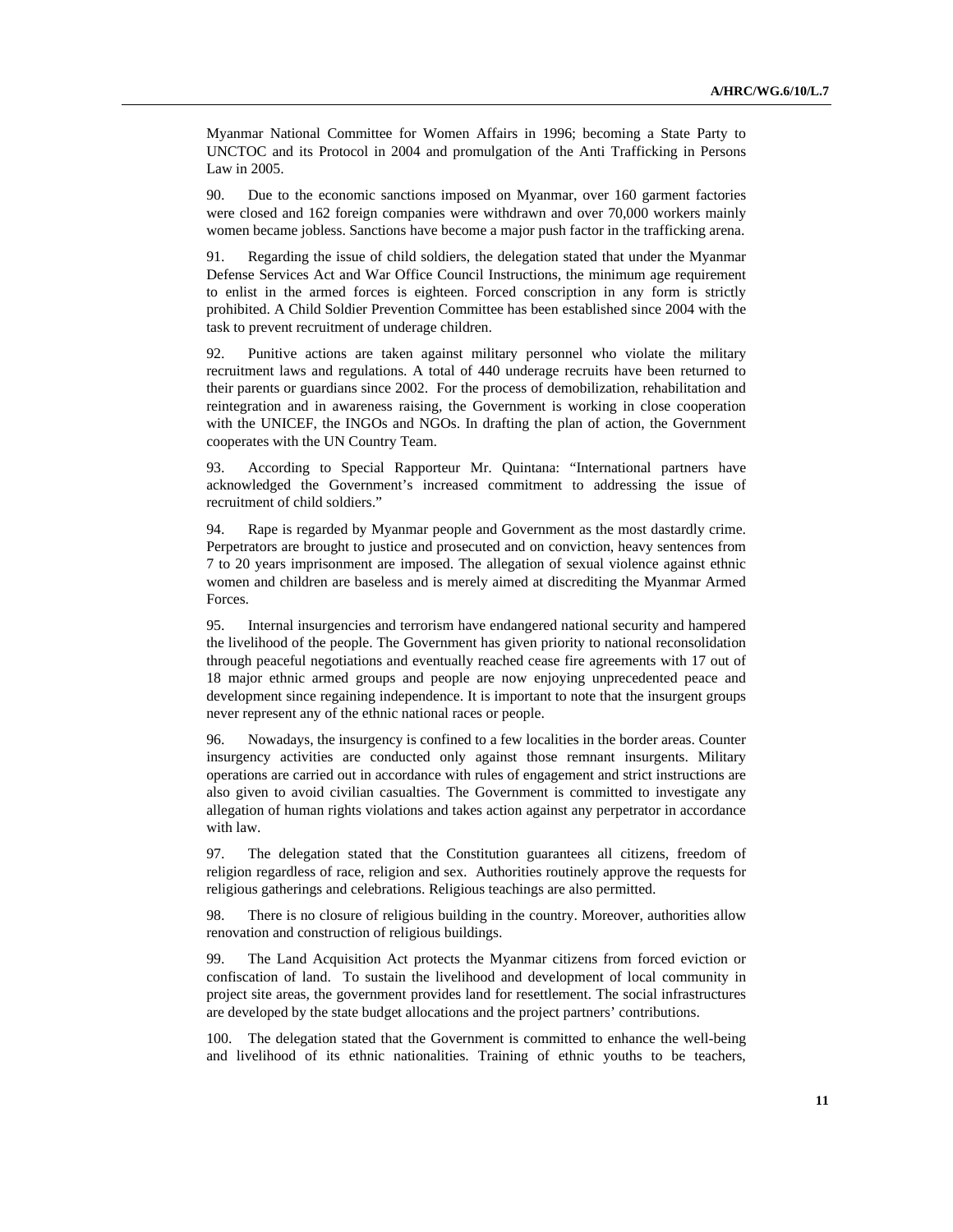Myanmar National Committee for Women Affairs in 1996; becoming a State Party to UNCTOC and its Protocol in 2004 and promulgation of the Anti Trafficking in Persons Law in 2005.

90. Due to the economic sanctions imposed on Myanmar, over 160 garment factories were closed and 162 foreign companies were withdrawn and over 70,000 workers mainly women became jobless. Sanctions have become a major push factor in the trafficking arena.

91. Regarding the issue of child soldiers, the delegation stated that under the Myanmar Defense Services Act and War Office Council Instructions, the minimum age requirement to enlist in the armed forces is eighteen. Forced conscription in any form is strictly prohibited. A Child Soldier Prevention Committee has been established since 2004 with the task to prevent recruitment of underage children.

92. Punitive actions are taken against military personnel who violate the military recruitment laws and regulations. A total of 440 underage recruits have been returned to their parents or guardians since 2002. For the process of demobilization, rehabilitation and reintegration and in awareness raising, the Government is working in close cooperation with the UNICEF, the INGOs and NGOs. In drafting the plan of action, the Government cooperates with the UN Country Team.

93. According to Special Rapporteur Mr. Quintana: "International partners have acknowledged the Government's increased commitment to addressing the issue of recruitment of child soldiers."

94. Rape is regarded by Myanmar people and Government as the most dastardly crime. Perpetrators are brought to justice and prosecuted and on conviction, heavy sentences from 7 to 20 years imprisonment are imposed. The allegation of sexual violence against ethnic women and children are baseless and is merely aimed at discrediting the Myanmar Armed Forces.

95. Internal insurgencies and terrorism have endangered national security and hampered the livelihood of the people. The Government has given priority to national reconsolidation through peaceful negotiations and eventually reached cease fire agreements with 17 out of 18 major ethnic armed groups and people are now enjoying unprecedented peace and development since regaining independence. It is important to note that the insurgent groups never represent any of the ethnic national races or people.

96. Nowadays, the insurgency is confined to a few localities in the border areas. Counter insurgency activities are conducted only against those remnant insurgents. Military operations are carried out in accordance with rules of engagement and strict instructions are also given to avoid civilian casualties. The Government is committed to investigate any allegation of human rights violations and takes action against any perpetrator in accordance with law.

97. The delegation stated that the Constitution guarantees all citizens, freedom of religion regardless of race, religion and sex. Authorities routinely approve the requests for religious gatherings and celebrations. Religious teachings are also permitted.

98. There is no closure of religious building in the country. Moreover, authorities allow renovation and construction of religious buildings.

99. The Land Acquisition Act protects the Myanmar citizens from forced eviction or confiscation of land. To sustain the livelihood and development of local community in project site areas, the government provides land for resettlement. The social infrastructures are developed by the state budget allocations and the project partners' contributions.

100. The delegation stated that the Government is committed to enhance the well-being and livelihood of its ethnic nationalities. Training of ethnic youths to be teachers,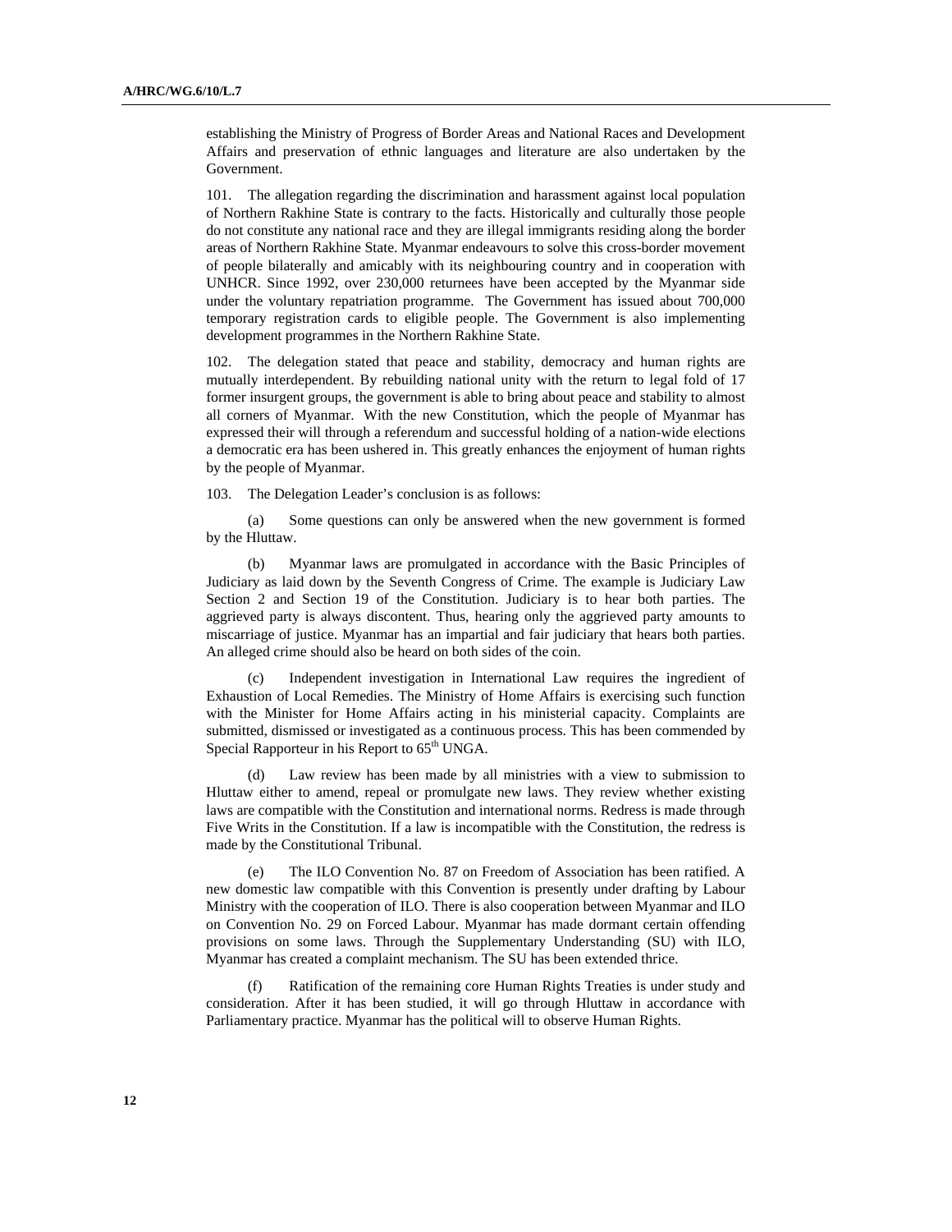establishing the Ministry of Progress of Border Areas and National Races and Development Affairs and preservation of ethnic languages and literature are also undertaken by the Government.

101. The allegation regarding the discrimination and harassment against local population of Northern Rakhine State is contrary to the facts. Historically and culturally those people do not constitute any national race and they are illegal immigrants residing along the border areas of Northern Rakhine State. Myanmar endeavours to solve this cross-border movement of people bilaterally and amicably with its neighbouring country and in cooperation with UNHCR. Since 1992, over 230,000 returnees have been accepted by the Myanmar side under the voluntary repatriation programme. The Government has issued about 700,000 temporary registration cards to eligible people. The Government is also implementing development programmes in the Northern Rakhine State.

102. The delegation stated that peace and stability, democracy and human rights are mutually interdependent. By rebuilding national unity with the return to legal fold of 17 former insurgent groups, the government is able to bring about peace and stability to almost all corners of Myanmar. With the new Constitution, which the people of Myanmar has expressed their will through a referendum and successful holding of a nation-wide elections a democratic era has been ushered in. This greatly enhances the enjoyment of human rights by the people of Myanmar.

103. The Delegation Leader's conclusion is as follows:

(a) Some questions can only be answered when the new government is formed by the Hluttaw.

(b) Myanmar laws are promulgated in accordance with the Basic Principles of Judiciary as laid down by the Seventh Congress of Crime. The example is Judiciary Law Section 2 and Section 19 of the Constitution. Judiciary is to hear both parties. The aggrieved party is always discontent. Thus, hearing only the aggrieved party amounts to miscarriage of justice. Myanmar has an impartial and fair judiciary that hears both parties. An alleged crime should also be heard on both sides of the coin.

(c) Independent investigation in International Law requires the ingredient of Exhaustion of Local Remedies. The Ministry of Home Affairs is exercising such function with the Minister for Home Affairs acting in his ministerial capacity. Complaints are submitted, dismissed or investigated as a continuous process. This has been commended by Special Rapporteur in his Report to 65th UNGA.

(d) Law review has been made by all ministries with a view to submission to Hluttaw either to amend, repeal or promulgate new laws. They review whether existing laws are compatible with the Constitution and international norms. Redress is made through Five Writs in the Constitution. If a law is incompatible with the Constitution, the redress is made by the Constitutional Tribunal.

(e) The ILO Convention No. 87 on Freedom of Association has been ratified. A new domestic law compatible with this Convention is presently under drafting by Labour Ministry with the cooperation of ILO. There is also cooperation between Myanmar and ILO on Convention No. 29 on Forced Labour. Myanmar has made dormant certain offending provisions on some laws. Through the Supplementary Understanding (SU) with ILO, Myanmar has created a complaint mechanism. The SU has been extended thrice.

(f) Ratification of the remaining core Human Rights Treaties is under study and consideration. After it has been studied, it will go through Hluttaw in accordance with Parliamentary practice. Myanmar has the political will to observe Human Rights.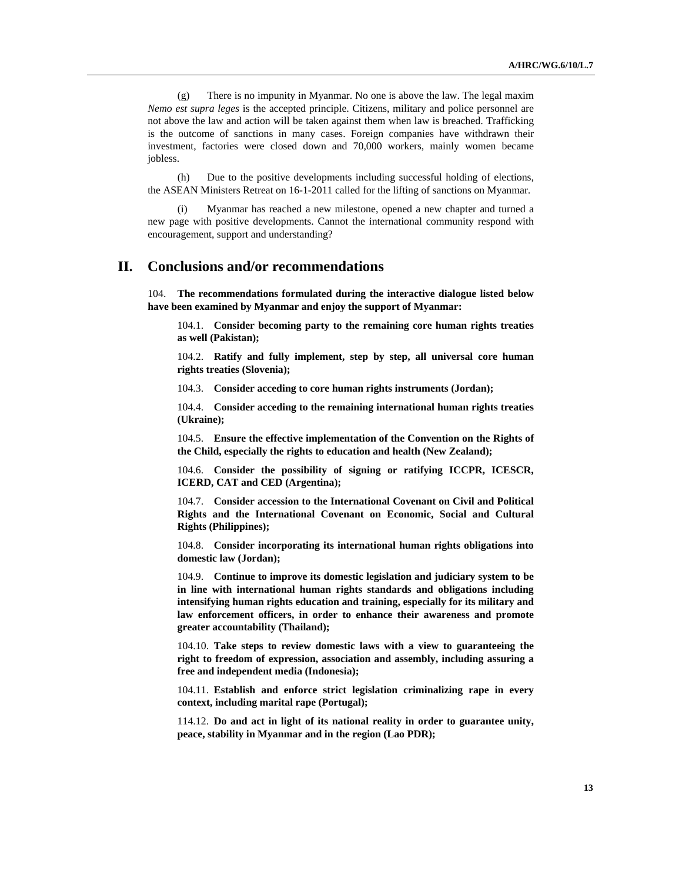(g) There is no impunity in Myanmar. No one is above the law. The legal maxim *Nemo est supra leges* is the accepted principle. Citizens, military and police personnel are not above the law and action will be taken against them when law is breached. Trafficking is the outcome of sanctions in many cases. Foreign companies have withdrawn their investment, factories were closed down and 70,000 workers, mainly women became jobless.

(h) Due to the positive developments including successful holding of elections, the ASEAN Ministers Retreat on 16-1-2011 called for the lifting of sanctions on Myanmar.

(i) Myanmar has reached a new milestone, opened a new chapter and turned a new page with positive developments. Cannot the international community respond with encouragement, support and understanding?

# II. Conclusions and/or recommendations

104. **The recommendations formulated during the interactive dialogue listed below have been examined by Myanmar and enjoy the support of Myanmar:**

104.1. **Consider becoming party to the remaining core human rights treaties as well (Pakistan);**

104.2. **Ratify and fully implement, step by step, all universal core human rights treaties (Slovenia);**

104.3. **Consider acceding to core human rights instruments (Jordan);**

104.4. **Consider acceding to the remaining international human rights treaties (Ukraine);**

104.5. **Ensure the effective implementation of the Convention on the Rights of the Child, especially the rights to education and health (New Zealand);**

104.6. **Consider the possibility of signing or ratifying ICCPR, ICESCR, ICERD, CAT and CED (Argentina);**

104.7. **Consider accession to the International Covenant on Civil and Political Rights and the International Covenant on Economic, Social and Cultural Rights (Philippines);**

104.8. **Consider incorporating its international human rights obligations into domestic law (Jordan);**

104.9. **Continue to improve its domestic legislation and judiciary system to be in line with international human rights standards and obligations including intensifying human rights education and training, especially for its military and law enforcement officers, in order to enhance their awareness and promote greater accountability (Thailand);**

104.10. **Take steps to review domestic laws with a view to guaranteeing the right to freedom of expression, association and assembly, including assuring a free and independent media (Indonesia);**

104.11. **Establish and enforce strict legislation criminalizing rape in every context, including marital rape (Portugal);**

114.12. **Do and act in light of its national reality in order to guarantee unity, peace, stability in Myanmar and in the region (Lao PDR);**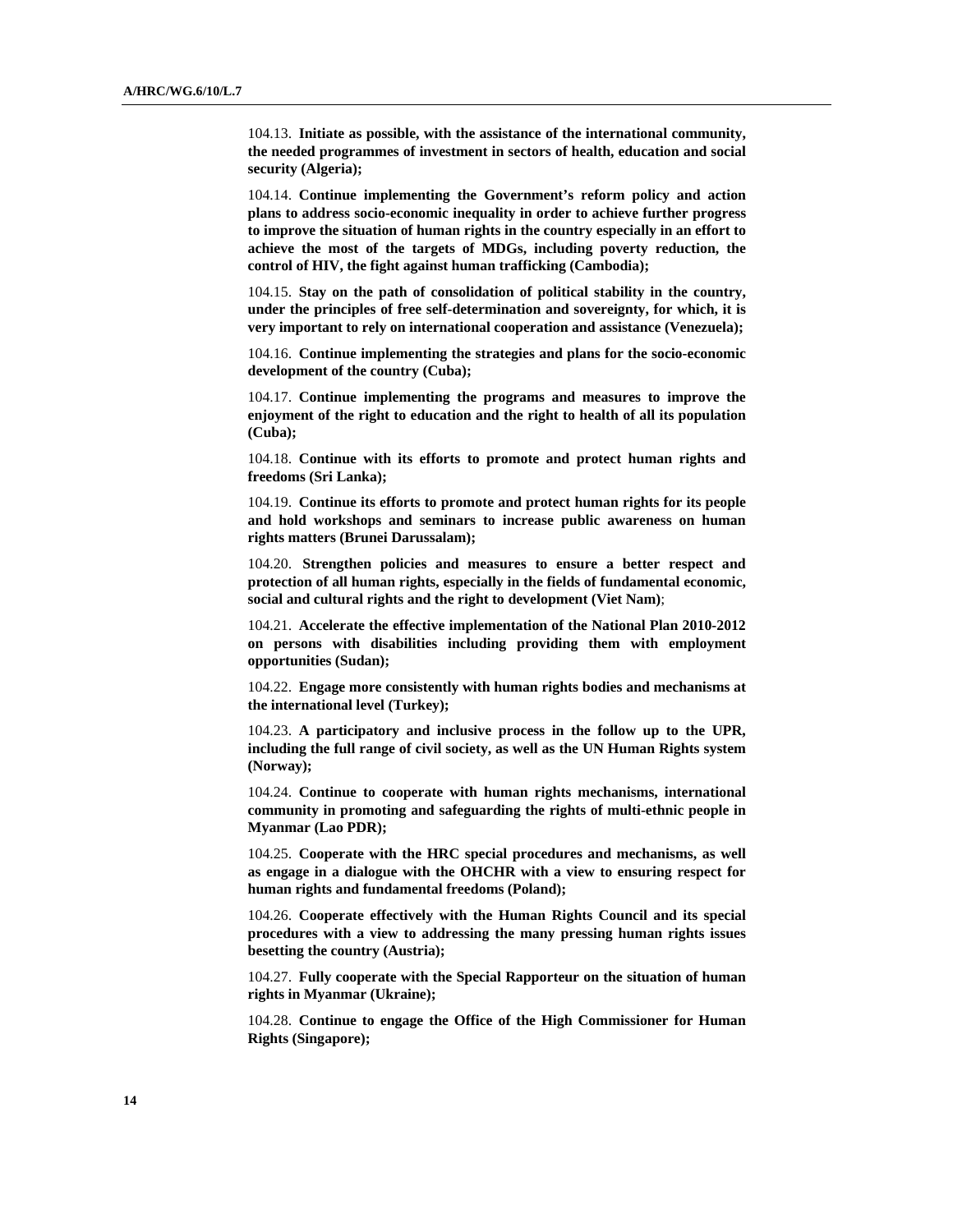104.13. **Initiate as possible, with the assistance of the international community, the needed programmes of investment in sectors of health, education and social security (Algeria);**

104.14. **Continue implementing the Government's reform policy and action plans to address socio-economic inequality in order to achieve further progress to improve the situation of human rights in the country especially in an effort to achieve the most of the targets of MDGs, including poverty reduction, the control of HIV, the fight against human trafficking (Cambodia);**

104.15. **Stay on the path of consolidation of political stability in the country, under the principles of free self-determination and sovereignty, for which, it is very important to rely on international cooperation and assistance (Venezuela);**

104.16. **Continue implementing the strategies and plans for the socio-economic development of the country (Cuba);**

104.17. **Continue implementing the programs and measures to improve the enjoyment of the right to education and the right to health of all its population (Cuba);**

104.18. **Continue with its efforts to promote and protect human rights and freedoms (Sri Lanka);**

104.19. **Continue its efforts to promote and protect human rights for its people and hold workshops and seminars to increase public awareness on human rights matters (Brunei Darussalam);**

104.20. **Strengthen policies and measures to ensure a better respect and protection of all human rights, especially in the fields of fundamental economic, social and cultural rights and the right to development (Viet Nam)**;

104.21. **Accelerate the effective implementation of the National Plan 2010-2012 on persons with disabilities including providing them with employment opportunities (Sudan);**

104.22. **Engage more consistently with human rights bodies and mechanisms at the international level (Turkey);**

104.23. **A participatory and inclusive process in the follow up to the UPR, including the full range of civil society, as well as the UN Human Rights system (Norway);**

104.24. **Continue to cooperate with human rights mechanisms, international community in promoting and safeguarding the rights of multi-ethnic people in Myanmar (Lao PDR);**

104.25. **Cooperate with the HRC special procedures and mechanisms, as well as engage in a dialogue with the OHCHR with a view to ensuring respect for human rights and fundamental freedoms (Poland);**

104.26. **Cooperate effectively with the Human Rights Council and its special procedures with a view to addressing the many pressing human rights issues besetting the country (Austria);**

104.27. **Fully cooperate with the Special Rapporteur on the situation of human rights in Myanmar (Ukraine);**

104.28. **Continue to engage the Office of the High Commissioner for Human Rights (Singapore);**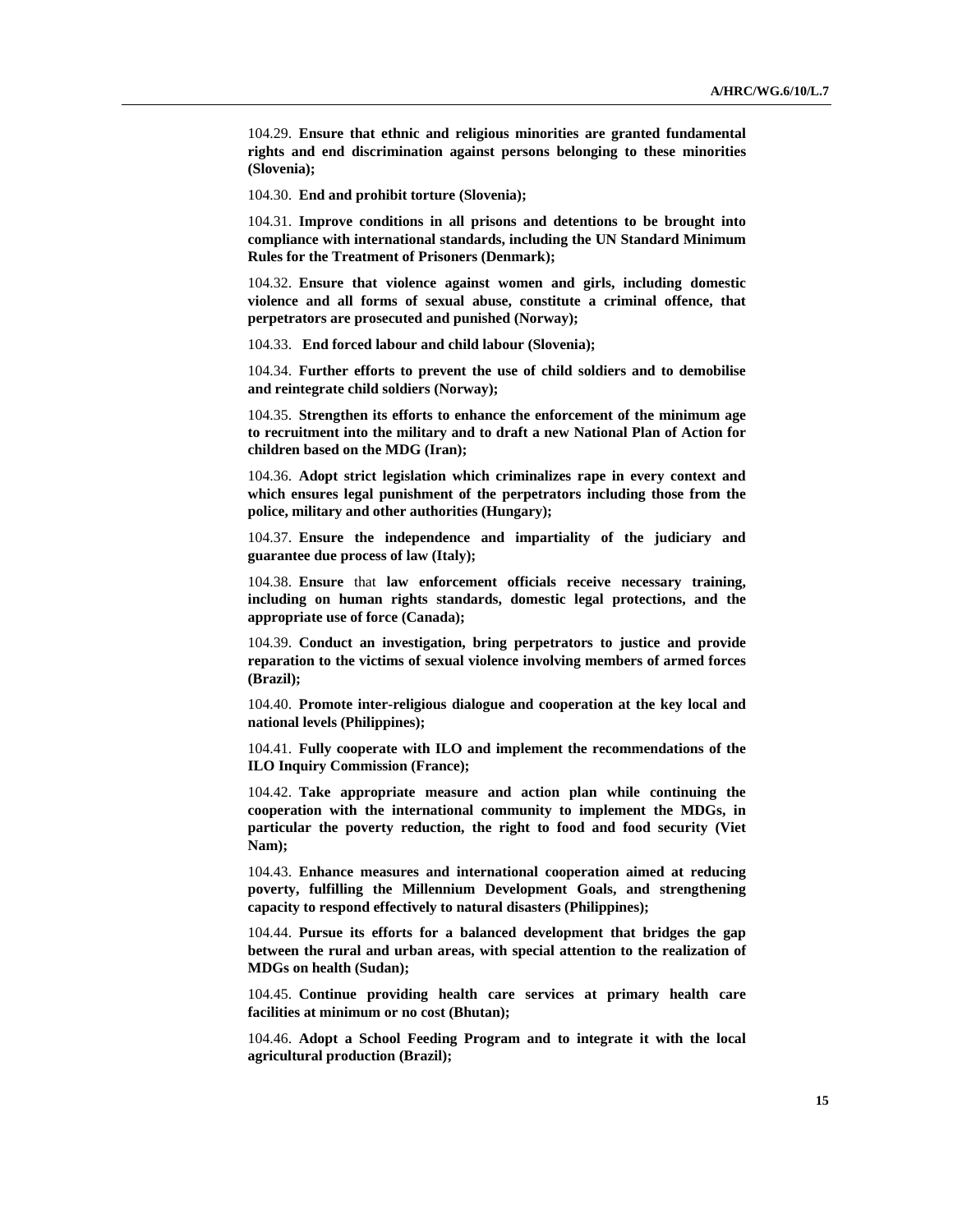104.29. **Ensure that ethnic and religious minorities are granted fundamental rights and end discrimination against persons belonging to these minorities (Slovenia);**

104.30. **End and prohibit torture (Slovenia);**

104.31. **Improve conditions in all prisons and detentions to be brought into compliance with international standards, including the UN Standard Minimum Rules for the Treatment of Prisoners (Denmark);**

104.32. **Ensure that violence against women and girls, including domestic violence and all forms of sexual abuse, constitute a criminal offence, that perpetrators are prosecuted and punished (Norway);**

104.33. **End forced labour and child labour (Slovenia);**

104.34. **Further efforts to prevent the use of child soldiers and to demobilise and reintegrate child soldiers (Norway);**

104.35. **Strengthen its efforts to enhance the enforcement of the minimum age to recruitment into the military and to draft a new National Plan of Action for children based on the MDG (Iran);**

104.36. **Adopt strict legislation which criminalizes rape in every context and which ensures legal punishment of the perpetrators including those from the police, military and other authorities (Hungary);**

104.37. **Ensure the independence and impartiality of the judiciary and guarantee due process of law (Italy);**

104.38. **Ensure** that **law enforcement officials receive necessary training, including on human rights standards, domestic legal protections, and the appropriate use of force (Canada);**

104.39. **Conduct an investigation, bring perpetrators to justice and provide reparation to the victims of sexual violence involving members of armed forces (Brazil);**

104.40. **Promote inter-religious dialogue and cooperation at the key local and national levels (Philippines);**

104.41. **Fully cooperate with ILO and implement the recommendations of the ILO Inquiry Commission (France);**

104.42. **Take appropriate measure and action plan while continuing the cooperation with the international community to implement the MDGs, in particular the poverty reduction, the right to food and food security (Viet Nam);**

104.43. **Enhance measures and international cooperation aimed at reducing poverty, fulfilling the Millennium Development Goals, and strengthening capacity to respond effectively to natural disasters (Philippines);**

104.44. **Pursue its efforts for a balanced development that bridges the gap between the rural and urban areas, with special attention to the realization of MDGs on health (Sudan);**

104.45. **Continue providing health care services at primary health care facilities at minimum or no cost (Bhutan);**

104.46. **Adopt a School Feeding Program and to integrate it with the local agricultural production (Brazil);**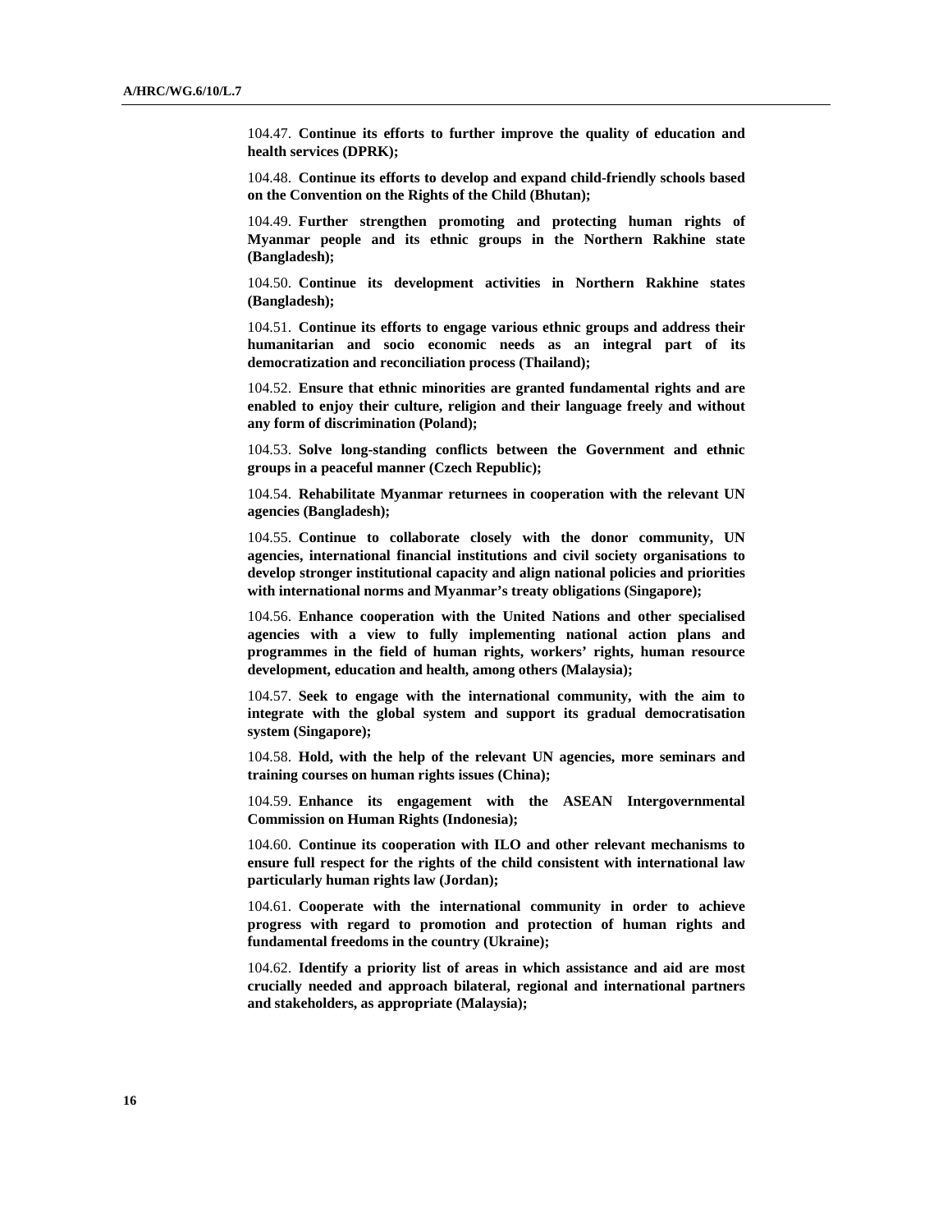104.47. **Continue its efforts to further improve the quality of education and health services (DPRK);**

104.48. **Continue its efforts to develop and expand child-friendly schools based on the Convention on the Rights of the Child (Bhutan);**

104.49. **Further strengthen promoting and protecting human rights of Myanmar people and its ethnic groups in the Northern Rakhine state (Bangladesh);**

104.50. **Continue its development activities in Northern Rakhine states (Bangladesh);**

104.51. **Continue its efforts to engage various ethnic groups and address their humanitarian and socio economic needs as an integral part of its democratization and reconciliation process (Thailand);**

104.52. **Ensure that ethnic minorities are granted fundamental rights and are enabled to enjoy their culture, religion and their language freely and without any form of discrimination (Poland);**

104.53. **Solve long-standing conflicts between the Government and ethnic groups in a peaceful manner (Czech Republic);**

104.54. **Rehabilitate Myanmar returnees in cooperation with the relevant UN agencies (Bangladesh);**

104.55. **Continue to collaborate closely with the donor community, UN agencies, international financial institutions and civil society organisations to develop stronger institutional capacity and align national policies and priorities with international norms and Myanmar's treaty obligations (Singapore);**

104.56. **Enhance cooperation with the United Nations and other specialised agencies with a view to fully implementing national action plans and programmes in the field of human rights, workers' rights, human resource development, education and health, among others (Malaysia);**

104.57. **Seek to engage with the international community, with the aim to integrate with the global system and support its gradual democratisation system (Singapore);**

104.58. **Hold, with the help of the relevant UN agencies, more seminars and training courses on human rights issues (China);**

104.59. **Enhance its engagement with the ASEAN Intergovernmental Commission on Human Rights (Indonesia);**

104.60. **Continue its cooperation with ILO and other relevant mechanisms to ensure full respect for the rights of the child consistent with international law particularly human rights law (Jordan);**

104.61. **Cooperate with the international community in order to achieve progress with regard to promotion and protection of human rights and fundamental freedoms in the country (Ukraine);**

104.62. **Identify a priority list of areas in which assistance and aid are most crucially needed and approach bilateral, regional and international partners and stakeholders, as appropriate (Malaysia);**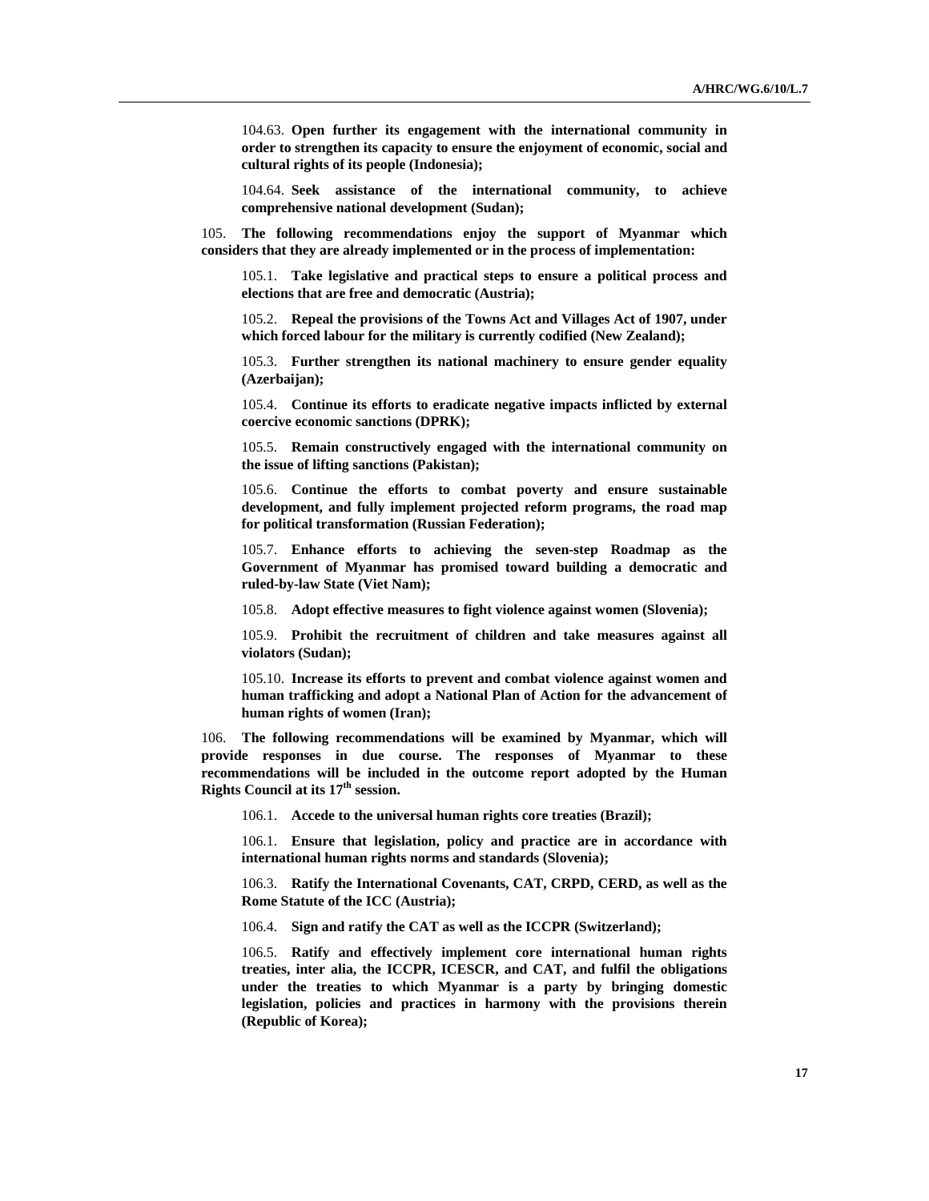104.63. **Open further its engagement with the international community in order to strengthen its capacity to ensure the enjoyment of economic, social and cultural rights of its people (Indonesia);**

104.64. **Seek assistance of the international community, to achieve comprehensive national development (Sudan);**

105. **The following recommendations enjoy the support of Myanmar which considers that they are already implemented or in the process of implementation:**

105.1. **Take legislative and practical steps to ensure a political process and elections that are free and democratic (Austria);**

105.2. **Repeal the provisions of the Towns Act and Villages Act of 1907, under which forced labour for the military is currently codified (New Zealand);**

105.3. **Further strengthen its national machinery to ensure gender equality (Azerbaijan);**

105.4. **Continue its efforts to eradicate negative impacts inflicted by external coercive economic sanctions (DPRK);**

105.5. **Remain constructively engaged with the international community on the issue of lifting sanctions (Pakistan);**

105.6. **Continue the efforts to combat poverty and ensure sustainable development, and fully implement projected reform programs, the road map for political transformation (Russian Federation);**

105.7. **Enhance efforts to achieving the seven-step Roadmap as the Government of Myanmar has promised toward building a democratic and ruled-by-law State (Viet Nam);**

105.8. **Adopt effective measures to fight violence against women (Slovenia);**

105.9. **Prohibit the recruitment of children and take measures against all violators (Sudan);**

105.10. **Increase its efforts to prevent and combat violence against women and human trafficking and adopt a National Plan of Action for the advancement of human rights of women (Iran);**

106. **The following recommendations will be examined by Myanmar, which will provide responses in due course. The responses of Myanmar to these recommendations will be included in the outcome report adopted by the Human Rights Council at its 17th session.**

106.1. **Accede to the universal human rights core treaties (Brazil);**

106.1. **Ensure that legislation, policy and practice are in accordance with international human rights norms and standards (Slovenia);**

106.3. **Ratify the International Covenants, CAT, CRPD, CERD, as well as the Rome Statute of the ICC (Austria);**

106.4. **Sign and ratify the CAT as well as the ICCPR (Switzerland);**

106.5. **Ratify and effectively implement core international human rights treaties, inter alia, the ICCPR, ICESCR, and CAT, and fulfil the obligations under the treaties to which Myanmar is a party by bringing domestic legislation, policies and practices in harmony with the provisions therein (Republic of Korea);**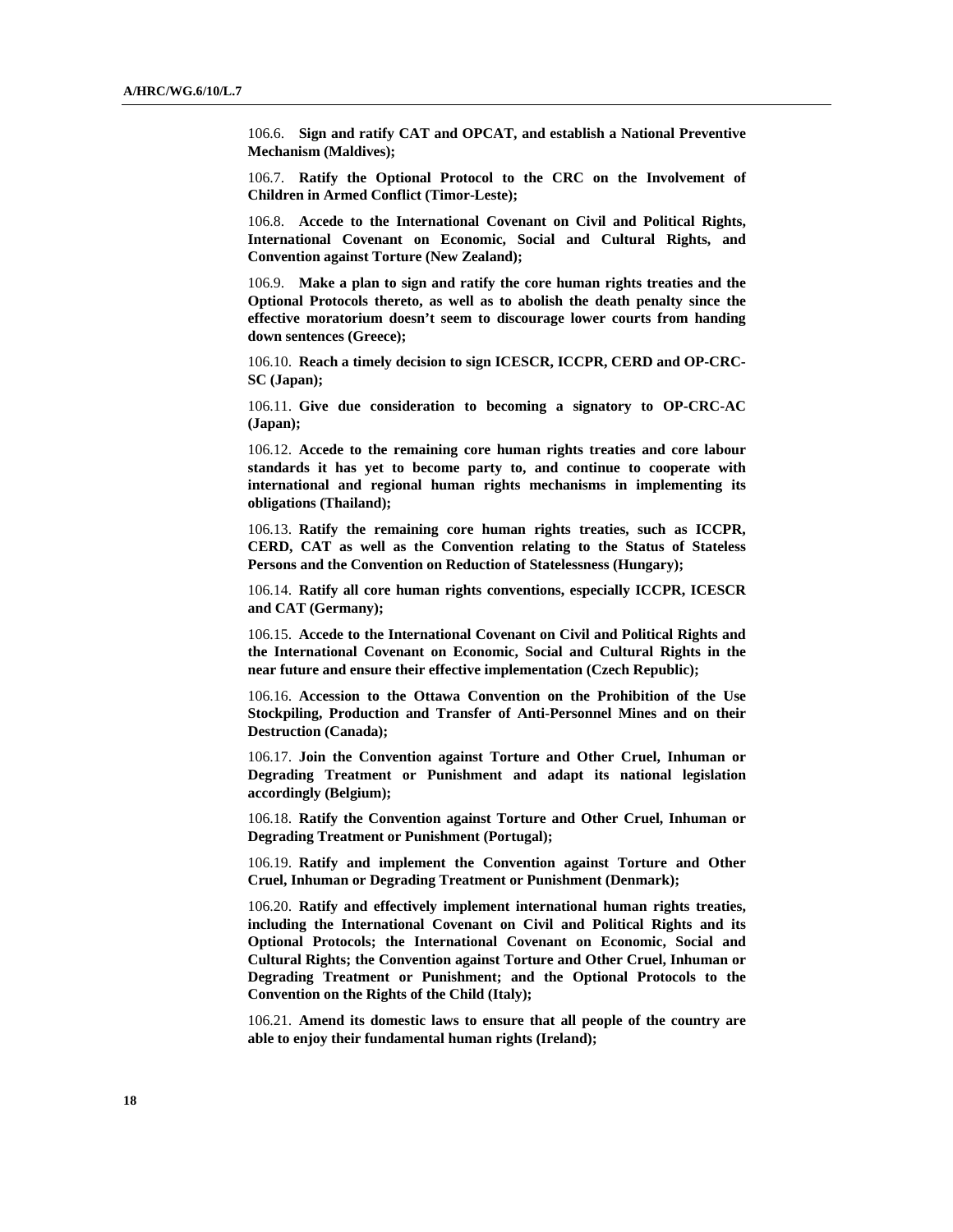106.6. **Sign and ratify CAT and OPCAT, and establish a National Preventive Mechanism (Maldives);**

106.7. **Ratify the Optional Protocol to the CRC on the Involvement of Children in Armed Conflict (Timor-Leste);**

106.8. **Accede to the International Covenant on Civil and Political Rights, International Covenant on Economic, Social and Cultural Rights, and Convention against Torture (New Zealand);**

106.9. **Make a plan to sign and ratify the core human rights treaties and the Optional Protocols thereto, as well as to abolish the death penalty since the effective moratorium doesn't seem to discourage lower courts from handing down sentences (Greece);**

106.10. **Reach a timely decision to sign ICESCR, ICCPR, CERD and OP-CRC-SC (Japan);**

106.11. **Give due consideration to becoming a signatory to OP-CRC-AC (Japan);**

106.12. **Accede to the remaining core human rights treaties and core labour standards it has yet to become party to, and continue to cooperate with international and regional human rights mechanisms in implementing its obligations (Thailand);**

106.13. **Ratify the remaining core human rights treaties, such as ICCPR, CERD, CAT as well as the Convention relating to the Status of Stateless Persons and the Convention on Reduction of Statelessness (Hungary);**

106.14. **Ratify all core human rights conventions, especially ICCPR, ICESCR and CAT (Germany);**

106.15. **Accede to the International Covenant on Civil and Political Rights and the International Covenant on Economic, Social and Cultural Rights in the near future and ensure their effective implementation (Czech Republic);**

106.16. **Accession to the Ottawa Convention on the Prohibition of the Use Stockpiling, Production and Transfer of Anti-Personnel Mines and on their Destruction (Canada);**

106.17. **Join the Convention against Torture and Other Cruel, Inhuman or Degrading Treatment or Punishment and adapt its national legislation accordingly (Belgium);**

106.18. **Ratify the Convention against Torture and Other Cruel, Inhuman or Degrading Treatment or Punishment (Portugal);**

106.19. **Ratify and implement the Convention against Torture and Other Cruel, Inhuman or Degrading Treatment or Punishment (Denmark);**

106.20. **Ratify and effectively implement international human rights treaties, including the International Covenant on Civil and Political Rights and its Optional Protocols; the International Covenant on Economic, Social and Cultural Rights; the Convention against Torture and Other Cruel, Inhuman or Degrading Treatment or Punishment; and the Optional Protocols to the Convention on the Rights of the Child (Italy);**

106.21. **Amend its domestic laws to ensure that all people of the country are able to enjoy their fundamental human rights (Ireland);**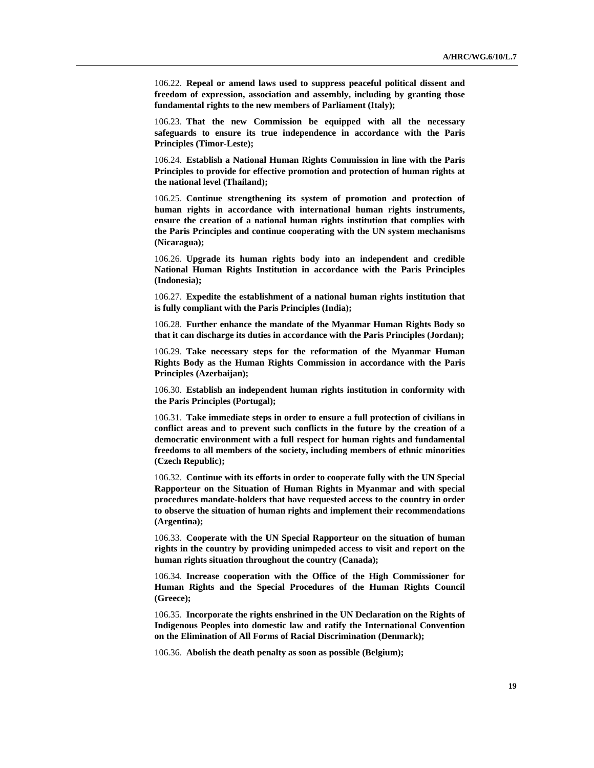106.22. **Repeal or amend laws used to suppress peaceful political dissent and freedom of expression, association and assembly, including by granting those fundamental rights to the new members of Parliament (Italy);**

106.23. **That the new Commission be equipped with all the necessary safeguards to ensure its true independence in accordance with the Paris Principles (Timor-Leste);**

106.24. **Establish a National Human Rights Commission in line with the Paris Principles to provide for effective promotion and protection of human rights at the national level (Thailand);**

106.25. **Continue strengthening its system of promotion and protection of human rights in accordance with international human rights instruments, ensure the creation of a national human rights institution that complies with the Paris Principles and continue cooperating with the UN system mechanisms (Nicaragua);**

106.26. **Upgrade its human rights body into an independent and credible National Human Rights Institution in accordance with the Paris Principles (Indonesia);**

106.27. **Expedite the establishment of a national human rights institution that is fully compliant with the Paris Principles (India);**

106.28. **Further enhance the mandate of the Myanmar Human Rights Body so that it can discharge its duties in accordance with the Paris Principles (Jordan);**

106.29. **Take necessary steps for the reformation of the Myanmar Human Rights Body as the Human Rights Commission in accordance with the Paris Principles (Azerbaijan);**

106.30. **Establish an independent human rights institution in conformity with the Paris Principles (Portugal);**

106.31. **Take immediate steps in order to ensure a full protection of civilians in conflict areas and to prevent such conflicts in the future by the creation of a democratic environment with a full respect for human rights and fundamental freedoms to all members of the society, including members of ethnic minorities (Czech Republic);**

106.32. **Continue with its efforts in order to cooperate fully with the UN Special Rapporteur on the Situation of Human Rights in Myanmar and with special procedures mandate-holders that have requested access to the country in order to observe the situation of human rights and implement their recommendations (Argentina);**

106.33. **Cooperate with the UN Special Rapporteur on the situation of human rights in the country by providing unimpeded access to visit and report on the human rights situation throughout the country (Canada);**

106.34. **Increase cooperation with the Office of the High Commissioner for Human Rights and the Special Procedures of the Human Rights Council (Greece);**

106.35. **Incorporate the rights enshrined in the UN Declaration on the Rights of Indigenous Peoples into domestic law and ratify the International Convention on the Elimination of All Forms of Racial Discrimination (Denmark);**

106.36. **Abolish the death penalty as soon as possible (Belgium);**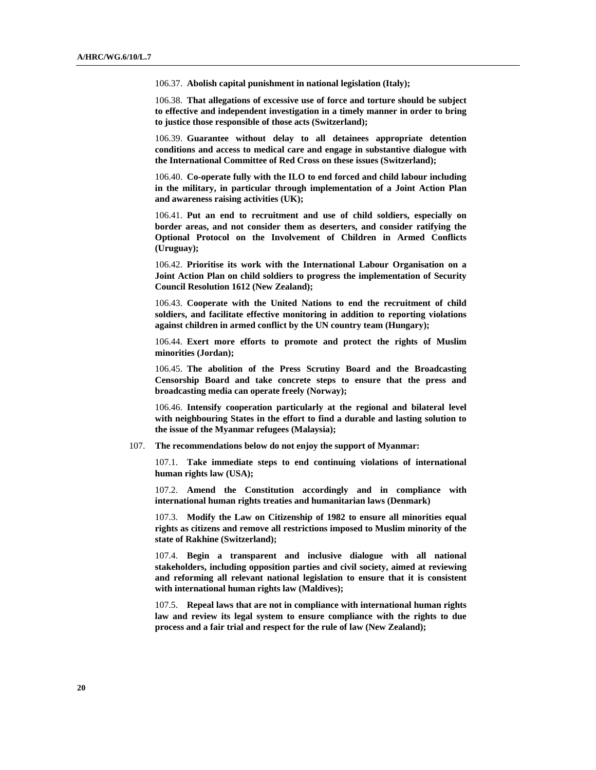106.37. **Abolish capital punishment in national legislation (Italy);**

106.38. **That allegations of excessive use of force and torture should be subject to effective and independent investigation in a timely manner in order to bring to justice those responsible of those acts (Switzerland);**

106.39. **Guarantee without delay to all detainees appropriate detention conditions and access to medical care and engage in substantive dialogue with the International Committee of Red Cross on these issues (Switzerland);**

106.40. **Co-operate fully with the ILO to end forced and child labour including in the military, in particular through implementation of a Joint Action Plan and awareness raising activities (UK);**

106.41. **Put an end to recruitment and use of child soldiers, especially on border areas, and not consider them as deserters, and consider ratifying the Optional Protocol on the Involvement of Children in Armed Conflicts (Uruguay);**

106.42. **Prioritise its work with the International Labour Organisation on a Joint Action Plan on child soldiers to progress the implementation of Security Council Resolution 1612 (New Zealand);**

106.43. **Cooperate with the United Nations to end the recruitment of child soldiers, and facilitate effective monitoring in addition to reporting violations against children in armed conflict by the UN country team (Hungary);**

106.44. **Exert more efforts to promote and protect the rights of Muslim minorities (Jordan);**

106.45. **The abolition of the Press Scrutiny Board and the Broadcasting Censorship Board and take concrete steps to ensure that the press and broadcasting media can operate freely (Norway);**

106.46. **Intensify cooperation particularly at the regional and bilateral level with neighbouring States in the effort to find a durable and lasting solution to the issue of the Myanmar refugees (Malaysia);**

107. **The recommendations below do not enjoy the support of Myanmar:**

107.1. **Take immediate steps to end continuing violations of international human rights law (USA);**

107.2. **Amend the Constitution accordingly and in compliance with international human rights treaties and humanitarian laws (Denmark)**

107.3. **Modify the Law on Citizenship of 1982 to ensure all minorities equal rights as citizens and remove all restrictions imposed to Muslim minority of the state of Rakhine (Switzerland);**

107.4. **Begin a transparent and inclusive dialogue with all national stakeholders, including opposition parties and civil society, aimed at reviewing and reforming all relevant national legislation to ensure that it is consistent with international human rights law (Maldives);**

107.5. **Repeal laws that are not in compliance with international human rights law and review its legal system to ensure compliance with the rights to due process and a fair trial and respect for the rule of law (New Zealand);**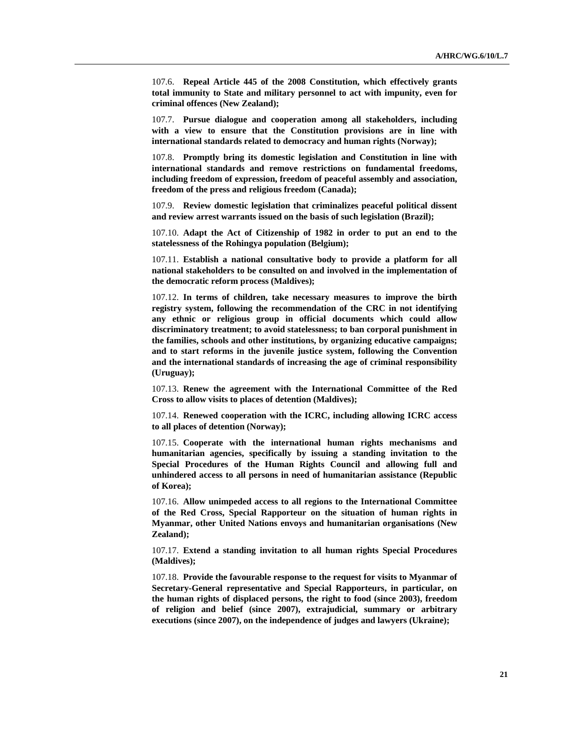107.6. **Repeal Article 445 of the 2008 Constitution, which effectively grants total immunity to State and military personnel to act with impunity, even for criminal offences (New Zealand);**

107.7. **Pursue dialogue and cooperation among all stakeholders, including with a view to ensure that the Constitution provisions are in line with international standards related to democracy and human rights (Norway);**

107.8. **Promptly bring its domestic legislation and Constitution in line with international standards and remove restrictions on fundamental freedoms, including freedom of expression, freedom of peaceful assembly and association, freedom of the press and religious freedom (Canada);**

107.9. **Review domestic legislation that criminalizes peaceful political dissent and review arrest warrants issued on the basis of such legislation (Brazil);**

107.10. **Adapt the Act of Citizenship of 1982 in order to put an end to the statelessness of the Rohingya population (Belgium);**

107.11. **Establish a national consultative body to provide a platform for all national stakeholders to be consulted on and involved in the implementation of the democratic reform process (Maldives);**

107.12. **In terms of children, take necessary measures to improve the birth registry system, following the recommendation of the CRC in not identifying any ethnic or religious group in official documents which could allow discriminatory treatment; to avoid statelessness; to ban corporal punishment in the families, schools and other institutions, by organizing educative campaigns; and to start reforms in the juvenile justice system, following the Convention and the international standards of increasing the age of criminal responsibility (Uruguay);**

107.13. **Renew the agreement with the International Committee of the Red Cross to allow visits to places of detention (Maldives);**

107.14. **Renewed cooperation with the ICRC, including allowing ICRC access to all places of detention (Norway);**

107.15. **Cooperate with the international human rights mechanisms and humanitarian agencies, specifically by issuing a standing invitation to the Special Procedures of the Human Rights Council and allowing full and unhindered access to all persons in need of humanitarian assistance (Republic of Korea);**

107.16. **Allow unimpeded access to all regions to the International Committee of the Red Cross, Special Rapporteur on the situation of human rights in Myanmar, other United Nations envoys and humanitarian organisations (New Zealand);**

107.17. **Extend a standing invitation to all human rights Special Procedures (Maldives);**

107.18. **Provide the favourable response to the request for visits to Myanmar of Secretary-General representative and Special Rapporteurs, in particular, on the human rights of displaced persons, the right to food (since 2003), freedom of religion and belief (since 2007), extrajudicial, summary or arbitrary executions (since 2007), on the independence of judges and lawyers (Ukraine);**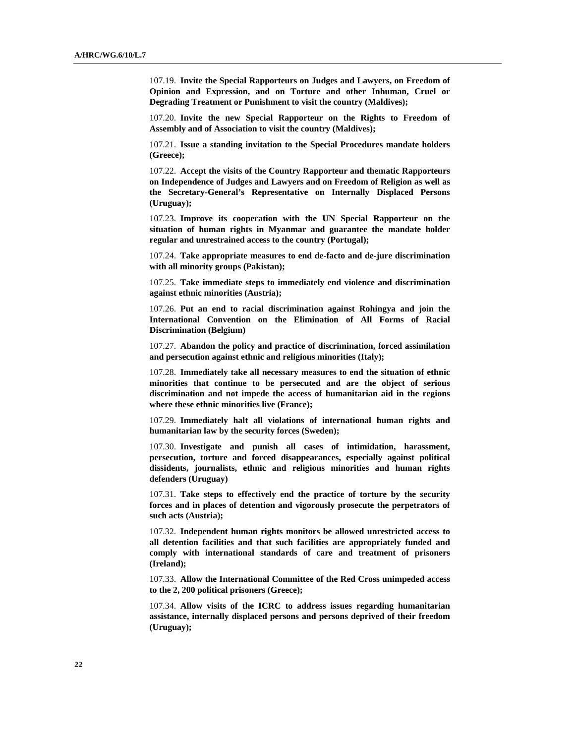107.19. **Invite the Special Rapporteurs on Judges and Lawyers, on Freedom of Opinion and Expression, and on Torture and other Inhuman, Cruel or Degrading Treatment or Punishment to visit the country (Maldives);**

107.20. **Invite the new Special Rapporteur on the Rights to Freedom of Assembly and of Association to visit the country (Maldives);**

107.21. **Issue a standing invitation to the Special Procedures mandate holders (Greece);**

107.22. **Accept the visits of the Country Rapporteur and thematic Rapporteurs on Independence of Judges and Lawyers and on Freedom of Religion as well as the Secretary-General's Representative on Internally Displaced Persons (Uruguay);**

107.23. **Improve its cooperation with the UN Special Rapporteur on the situation of human rights in Myanmar and guarantee the mandate holder regular and unrestrained access to the country (Portugal);**

107.24. **Take appropriate measures to end de-facto and de-jure discrimination with all minority groups (Pakistan);**

107.25. **Take immediate steps to immediately end violence and discrimination against ethnic minorities (Austria);**

107.26. **Put an end to racial discrimination against Rohingya and join the International Convention on the Elimination of All Forms of Racial Discrimination (Belgium)**

107.27. **Abandon the policy and practice of discrimination, forced assimilation and persecution against ethnic and religious minorities (Italy);**

107.28. **Immediately take all necessary measures to end the situation of ethnic minorities that continue to be persecuted and are the object of serious discrimination and not impede the access of humanitarian aid in the regions where these ethnic minorities live (France);**

107.29. **Immediately halt all violations of international human rights and humanitarian law by the security forces (Sweden);**

107.30. **Investigate and punish all cases of intimidation, harassment, persecution, torture and forced disappearances, especially against political dissidents, journalists, ethnic and religious minorities and human rights defenders (Uruguay)**

107.31. **Take steps to effectively end the practice of torture by the security forces and in places of detention and vigorously prosecute the perpetrators of such acts (Austria);**

107.32. **Independent human rights monitors be allowed unrestricted access to all detention facilities and that such facilities are appropriately funded and comply with international standards of care and treatment of prisoners (Ireland);**

107.33. **Allow the International Committee of the Red Cross unimpeded access to the 2, 200 political prisoners (Greece);**

107.34. **Allow visits of the ICRC to address issues regarding humanitarian assistance, internally displaced persons and persons deprived of their freedom (Uruguay);**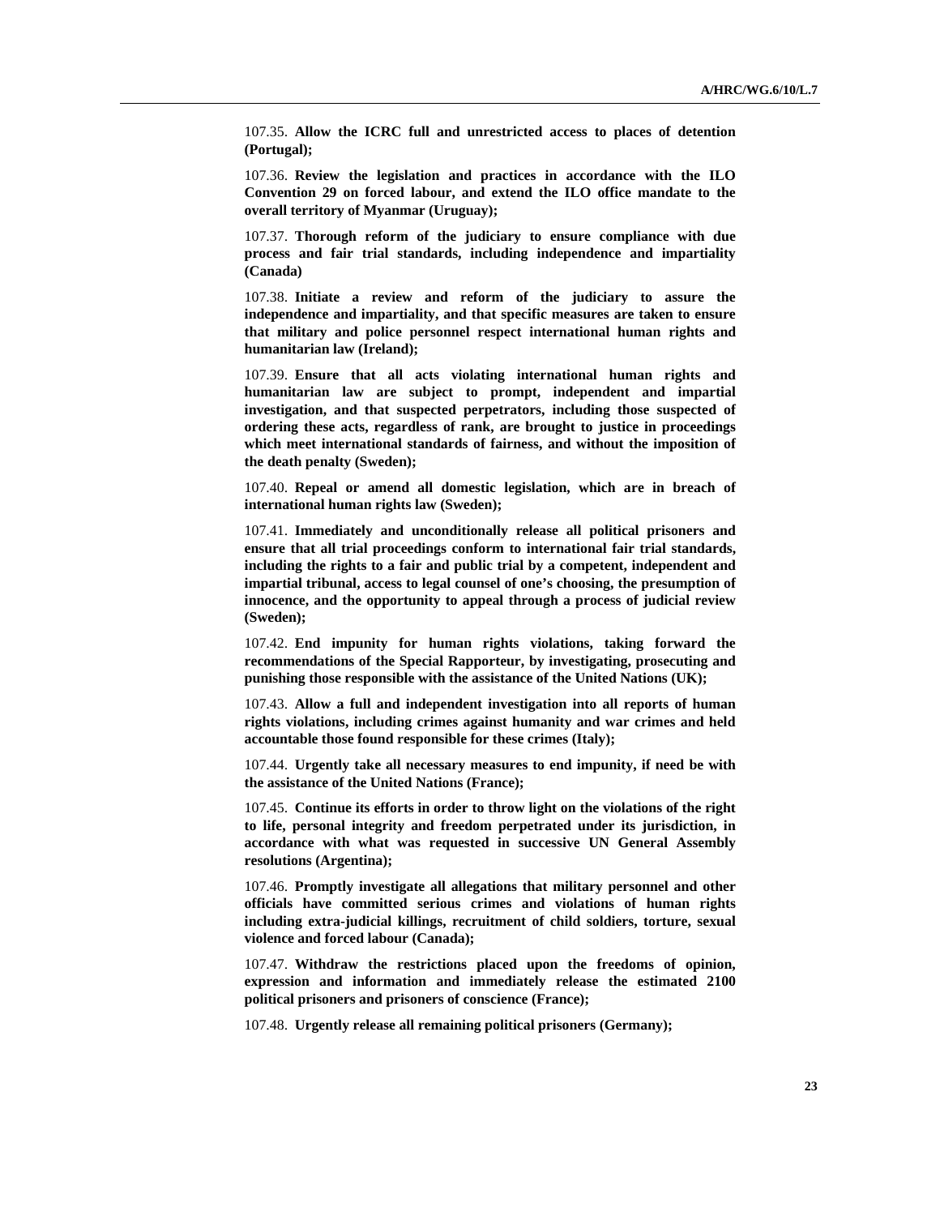107.35. **Allow the ICRC full and unrestricted access to places of detention (Portugal);**

107.36. **Review the legislation and practices in accordance with the ILO Convention 29 on forced labour, and extend the ILO office mandate to the overall territory of Myanmar (Uruguay);**

107.37. **Thorough reform of the judiciary to ensure compliance with due process and fair trial standards, including independence and impartiality (Canada)**

107.38. **Initiate a review and reform of the judiciary to assure the independence and impartiality, and that specific measures are taken to ensure that military and police personnel respect international human rights and humanitarian law (Ireland);**

107.39. **Ensure that all acts violating international human rights and humanitarian law are subject to prompt, independent and impartial investigation, and that suspected perpetrators, including those suspected of ordering these acts, regardless of rank, are brought to justice in proceedings which meet international standards of fairness, and without the imposition of the death penalty (Sweden);**

107.40. **Repeal or amend all domestic legislation, which are in breach of international human rights law (Sweden);**

107.41. **Immediately and unconditionally release all political prisoners and ensure that all trial proceedings conform to international fair trial standards, including the rights to a fair and public trial by a competent, independent and impartial tribunal, access to legal counsel of one's choosing, the presumption of innocence, and the opportunity to appeal through a process of judicial review (Sweden);**

107.42. **End impunity for human rights violations, taking forward the recommendations of the Special Rapporteur, by investigating, prosecuting and punishing those responsible with the assistance of the United Nations (UK);**

107.43. **Allow a full and independent investigation into all reports of human rights violations, including crimes against humanity and war crimes and held accountable those found responsible for these crimes (Italy);**

107.44. **Urgently take all necessary measures to end impunity, if need be with the assistance of the United Nations (France);**

107.45. **Continue its efforts in order to throw light on the violations of the right to life, personal integrity and freedom perpetrated under its jurisdiction, in accordance with what was requested in successive UN General Assembly resolutions (Argentina);**

107.46. **Promptly investigate all allegations that military personnel and other officials have committed serious crimes and violations of human rights including extra-judicial killings, recruitment of child soldiers, torture, sexual violence and forced labour (Canada);**

107.47. **Withdraw the restrictions placed upon the freedoms of opinion, expression and information and immediately release the estimated 2100 political prisoners and prisoners of conscience (France);**

107.48. **Urgently release all remaining political prisoners (Germany);**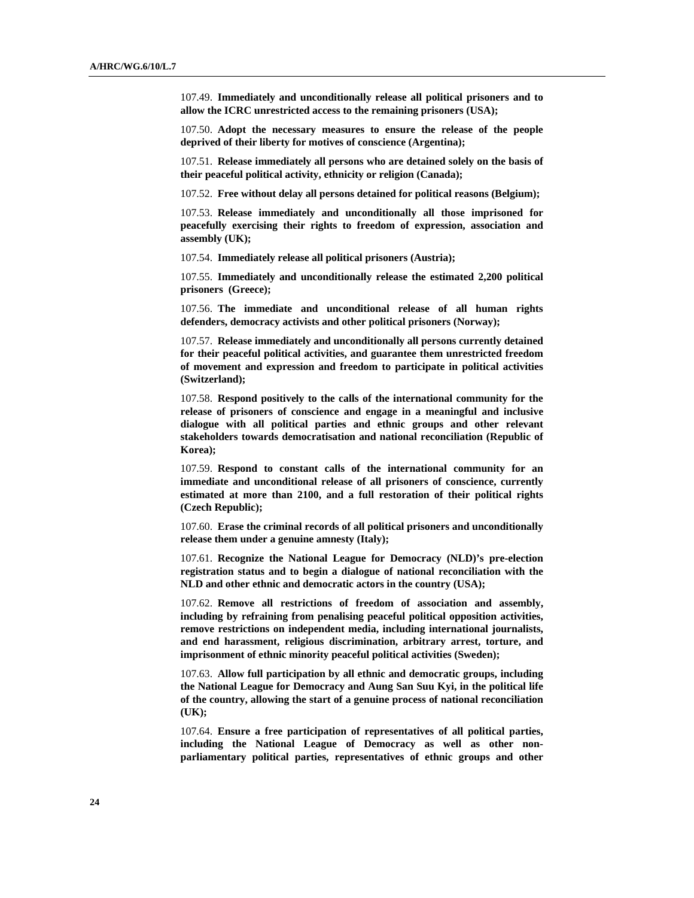107.49. **Immediately and unconditionally release all political prisoners and to allow the ICRC unrestricted access to the remaining prisoners (USA);**

107.50. **Adopt the necessary measures to ensure the release of the people deprived of their liberty for motives of conscience (Argentina);**

107.51. **Release immediately all persons who are detained solely on the basis of their peaceful political activity, ethnicity or religion (Canada);**

107.52. **Free without delay all persons detained for political reasons (Belgium);**

107.53. **Release immediately and unconditionally all those imprisoned for peacefully exercising their rights to freedom of expression, association and assembly (UK);**

107.54. **Immediately release all political prisoners (Austria);**

107.55. **Immediately and unconditionally release the estimated 2,200 political prisoners (Greece);**

107.56. **The immediate and unconditional release of all human rights defenders, democracy activists and other political prisoners (Norway);**

107.57. **Release immediately and unconditionally all persons currently detained for their peaceful political activities, and guarantee them unrestricted freedom of movement and expression and freedom to participate in political activities (Switzerland);**

107.58. **Respond positively to the calls of the international community for the release of prisoners of conscience and engage in a meaningful and inclusive dialogue with all political parties and ethnic groups and other relevant stakeholders towards democratisation and national reconciliation (Republic of Korea);**

107.59. **Respond to constant calls of the international community for an immediate and unconditional release of all prisoners of conscience, currently estimated at more than 2100, and a full restoration of their political rights (Czech Republic);**

107.60. **Erase the criminal records of all political prisoners and unconditionally release them under a genuine amnesty (Italy);**

107.61. **Recognize the National League for Democracy (NLD)'s pre-election registration status and to begin a dialogue of national reconciliation with the NLD and other ethnic and democratic actors in the country (USA);**

107.62. **Remove all restrictions of freedom of association and assembly, including by refraining from penalising peaceful political opposition activities, remove restrictions on independent media, including international journalists, and end harassment, religious discrimination, arbitrary arrest, torture, and imprisonment of ethnic minority peaceful political activities (Sweden);**

107.63. **Allow full participation by all ethnic and democratic groups, including the National League for Democracy and Aung San Suu Kyi, in the political life of the country, allowing the start of a genuine process of national reconciliation (UK);**

107.64. **Ensure a free participation of representatives of all political parties, including the National League of Democracy as well as other non-parliamentary political parties, representatives of ethnic groups and other**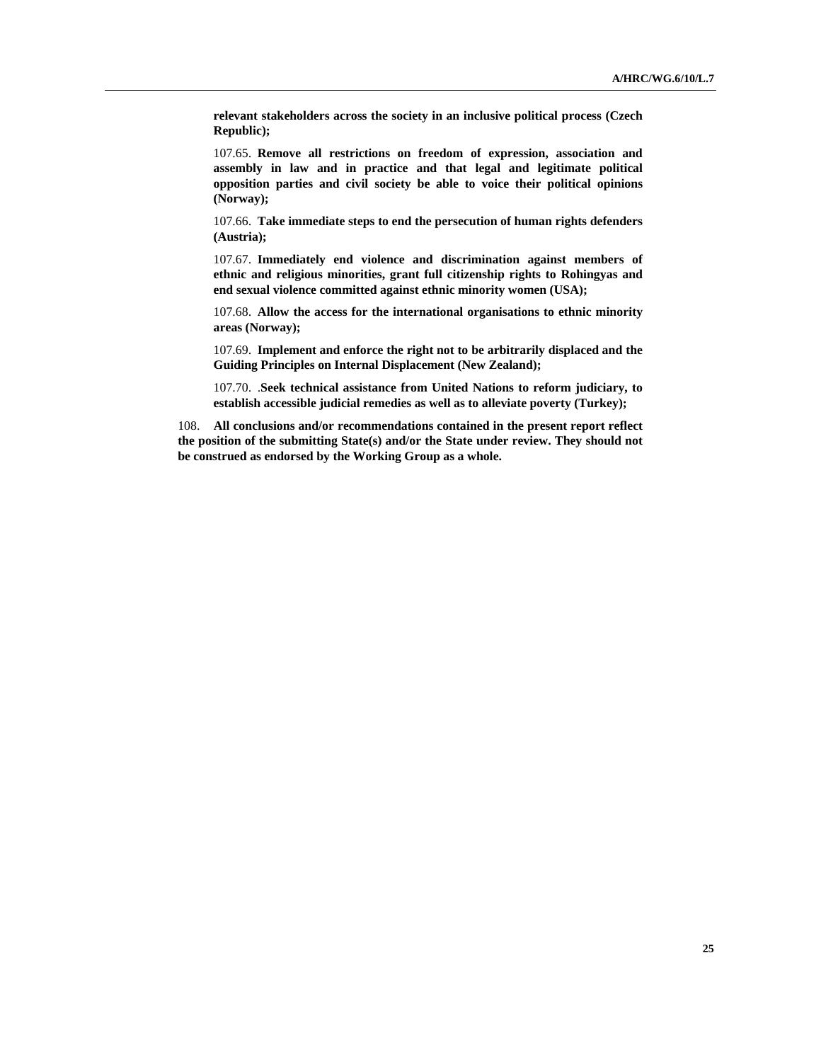**relevant stakeholders across the society in an inclusive political process (Czech Republic);**

107.65. **Remove all restrictions on freedom of expression, association and assembly in law and in practice and that legal and legitimate political opposition parties and civil society be able to voice their political opinions (Norway);**

107.66. **Take immediate steps to end the persecution of human rights defenders (Austria);**

107.67. **Immediately end violence and discrimination against members of ethnic and religious minorities, grant full citizenship rights to Rohingyas and end sexual violence committed against ethnic minority women (USA);**

107.68. **Allow the access for the international organisations to ethnic minority areas (Norway);**

107.69. **Implement and enforce the right not to be arbitrarily displaced and the Guiding Principles on Internal Displacement (New Zealand);**

107.70. .**Seek technical assistance from United Nations to reform judiciary, to establish accessible judicial remedies as well as to alleviate poverty (Turkey);**

108. **All conclusions and/or recommendations contained in the present report reflect the position of the submitting State(s) and/or the State under review. They should not be construed as endorsed by the Working Group as a whole.**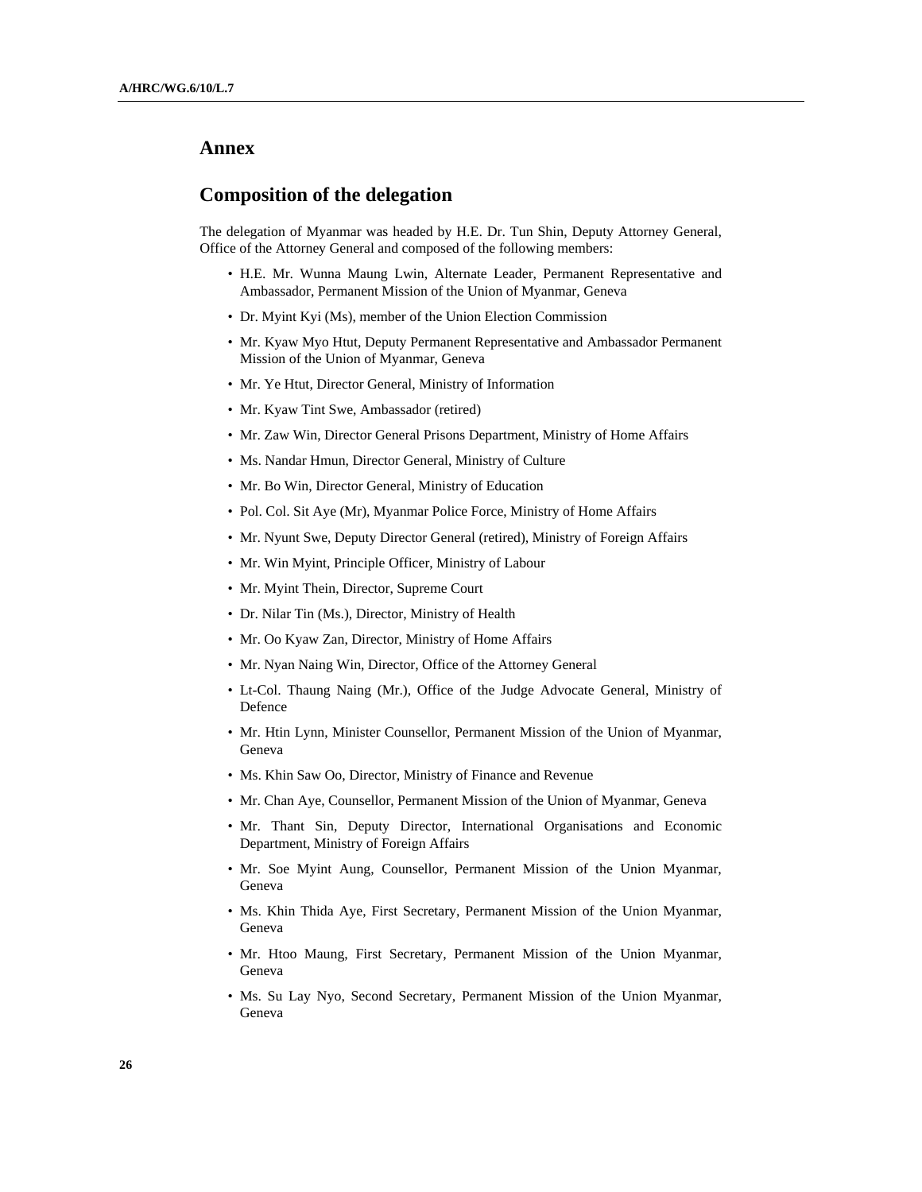# Annex

## Composition of the delegation

The delegation of Myanmar was headed by H.E. Dr. Tun Shin, Deputy Attorney General, Office of the Attorney General and composed of the following members:

- H.E. Mr. Wunna Maung Lwin, Alternate Leader, Permanent Representative and Ambassador, Permanent Mission of the Union of Myanmar, Geneva
- Dr. Myint Kyi (Ms), member of the Union Election Commission
- Mr. Kyaw Myo Htut, Deputy Permanent Representative and Ambassador Permanent Mission of the Union of Myanmar, Geneva
- Mr. Ye Htut, Director General, Ministry of Information
- Mr. Kyaw Tint Swe, Ambassador (retired)
- Mr. Zaw Win, Director General Prisons Department, Ministry of Home Affairs
- Ms. Nandar Hmun, Director General, Ministry of Culture
- Mr. Bo Win, Director General, Ministry of Education
- Pol. Col. Sit Aye (Mr), Myanmar Police Force, Ministry of Home Affairs
- Mr. Nyunt Swe, Deputy Director General (retired), Ministry of Foreign Affairs
- Mr. Win Myint, Principle Officer, Ministry of Labour
- Mr. Myint Thein, Director, Supreme Court
- Dr. Nilar Tin (Ms.), Director, Ministry of Health
- Mr. Oo Kyaw Zan, Director, Ministry of Home Affairs
- Mr. Nyan Naing Win, Director, Office of the Attorney General
- Lt-Col. Thaung Naing (Mr.), Office of the Judge Advocate General, Ministry of Defence
- Mr. Htin Lynn, Minister Counsellor, Permanent Mission of the Union of Myanmar, Geneva
- Ms. Khin Saw Oo, Director, Ministry of Finance and Revenue
- Mr. Chan Aye, Counsellor, Permanent Mission of the Union of Myanmar, Geneva
- Mr. Thant Sin, Deputy Director, International Organisations and Economic Department, Ministry of Foreign Affairs
- Mr. Soe Myint Aung, Counsellor, Permanent Mission of the Union Myanmar, Geneva
- Ms. Khin Thida Aye, First Secretary, Permanent Mission of the Union Myanmar, Geneva
- Mr. Htoo Maung, First Secretary, Permanent Mission of the Union Myanmar, Geneva
- Ms. Su Lay Nyo, Second Secretary, Permanent Mission of the Union Myanmar, Geneva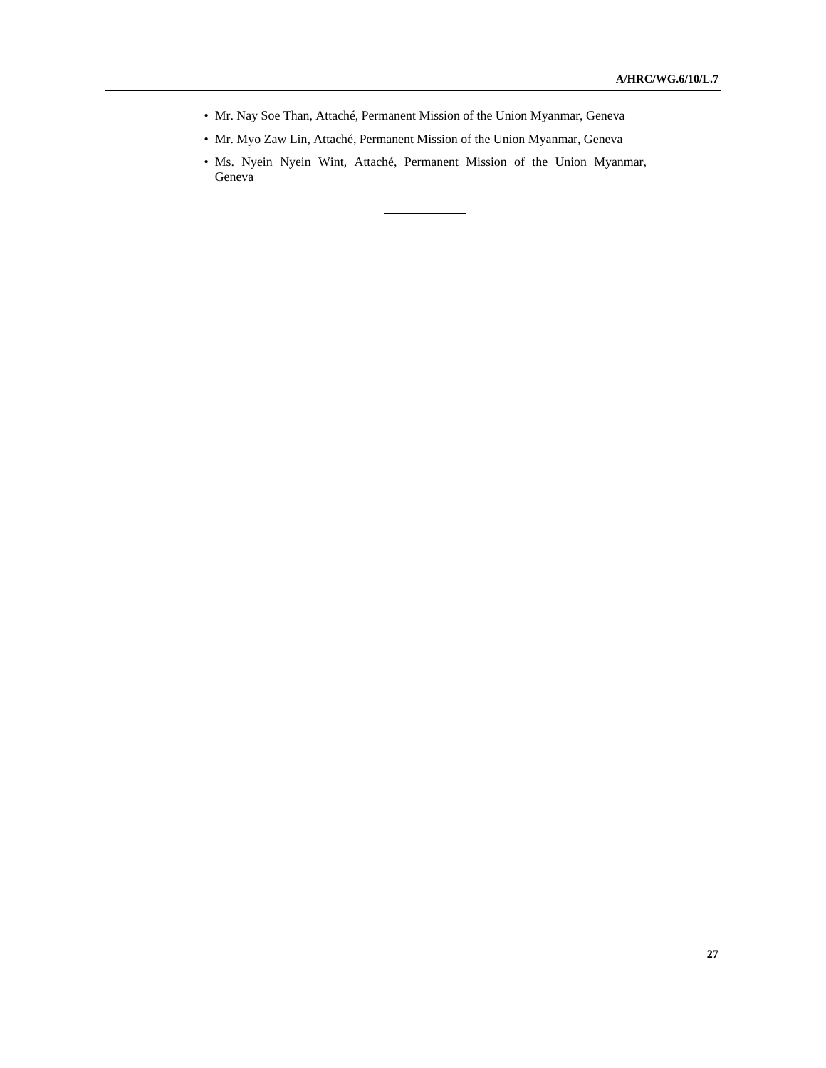- Mr. Nay Soe Than, Attaché, Permanent Mission of the Union Myanmar, Geneva
- Mr. Myo Zaw Lin, Attaché, Permanent Mission of the Union Myanmar, Geneva
- Ms. Nyein Nyein Wint, Attaché, Permanent Mission of the Union Myanmar, Geneva